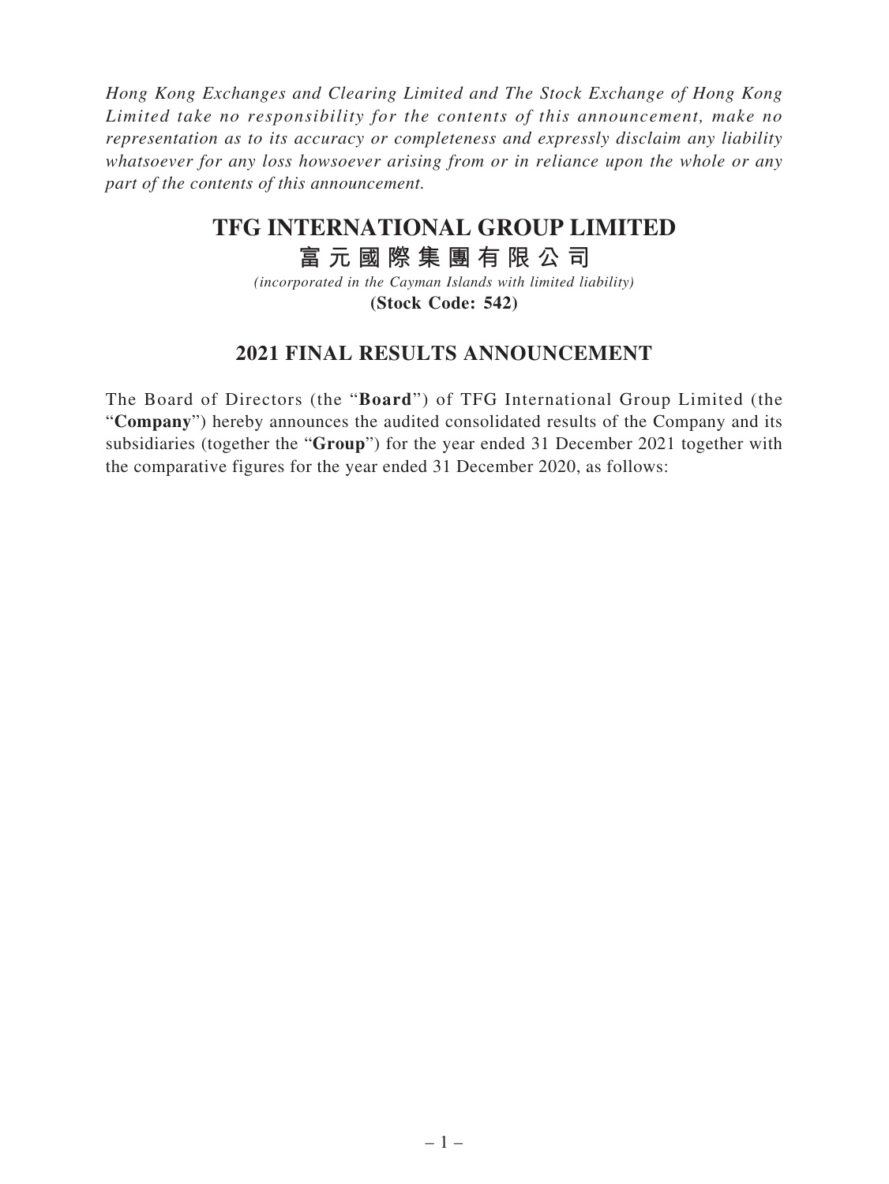*Hong Kong Exchanges and Clearing Limited and The Stock Exchange of Hong Kong Limited take no responsibility for the contents of this announcement, make no representation as to its accuracy or completeness and expressly disclaim any liability whatsoever for any loss howsoever arising from or in reliance upon the whole or any part of the contents of this announcement.*

# TFG INTERNATIONAL GROUP LIMITED

# 富元國際集團有限公司

*(incorporated in the Cayman Islands with limited liability)*

**(Stock Code: 542)**

## 2021 FINAL RESULTS ANNOUNCEMENT

The Board of Directors (the "**Board**") of TFG International Group Limited (the "**Company**") hereby announces the audited consolidated results of the Company and its subsidiaries (together the "**Group**") for the year ended 31 December 2021 together with the comparative figures for the year ended 31 December 2020, as follows: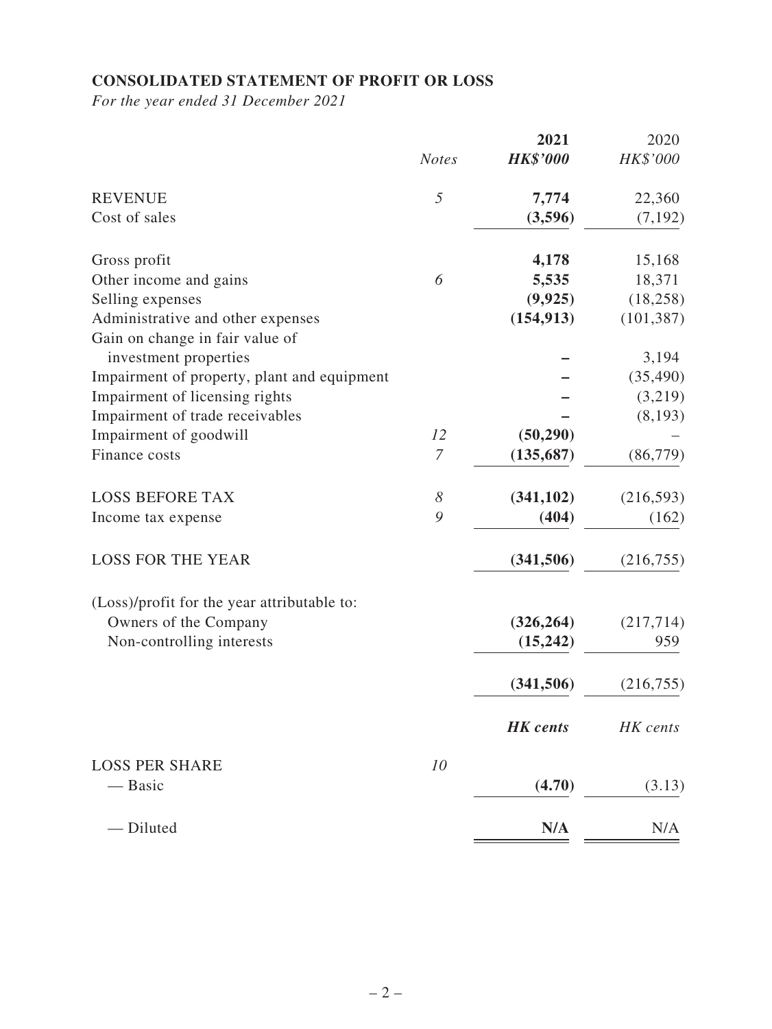## CONSOLIDATED STATEMENT OF PROFIT OR LOSS

*For the year ended 31 December 2021*

| | Notes | 2021 HK$'000 | 2020 HK$'000 |
|---|---|---|---|
| REVENUE | 5 | **7,774** | 22,360 |
| Cost of sales | | **(3,596)** | (7,192) |
| Gross profit | | **4,178** | 15,168 |
| Other income and gains | 6 | **5,535** | 18,371 |
| Selling expenses | | **(9,925)** | (18,258) |
| Administrative and other expenses | | **(154,913)** | (101,387) |
| Gain on change in fair value of investment properties | | **–** | 3,194 |
| Impairment of property, plant and equipment | | **–** | (35,490) |
| Impairment of licensing rights | | **–** | (3,219) |
| Impairment of trade receivables | | **–** | (8,193) |
| Impairment of goodwill | 12 | **(50,290)** | – |
| Finance costs | 7 | **(135,687)** | (86,779) |
| LOSS BEFORE TAX | 8 | **(341,102)** | (216,593) |
| Income tax expense | 9 | **(404)** | (162) |
| LOSS FOR THE YEAR | | **(341,506)** | (216,755) |
| (Loss)/profit for the year attributable to: | | | |
| Owners of the Company | | **(326,264)** | (217,714) |
| Non-controlling interests | | **(15,242)** | 959 |
| | | **(341,506)** | (216,755) |
| | | ***HK cents*** | *HK cents* |
| LOSS PER SHARE | 10 | | |
| — Basic | | **(4.70)** | (3.13) |
| — Diluted | | **N/A** | N/A |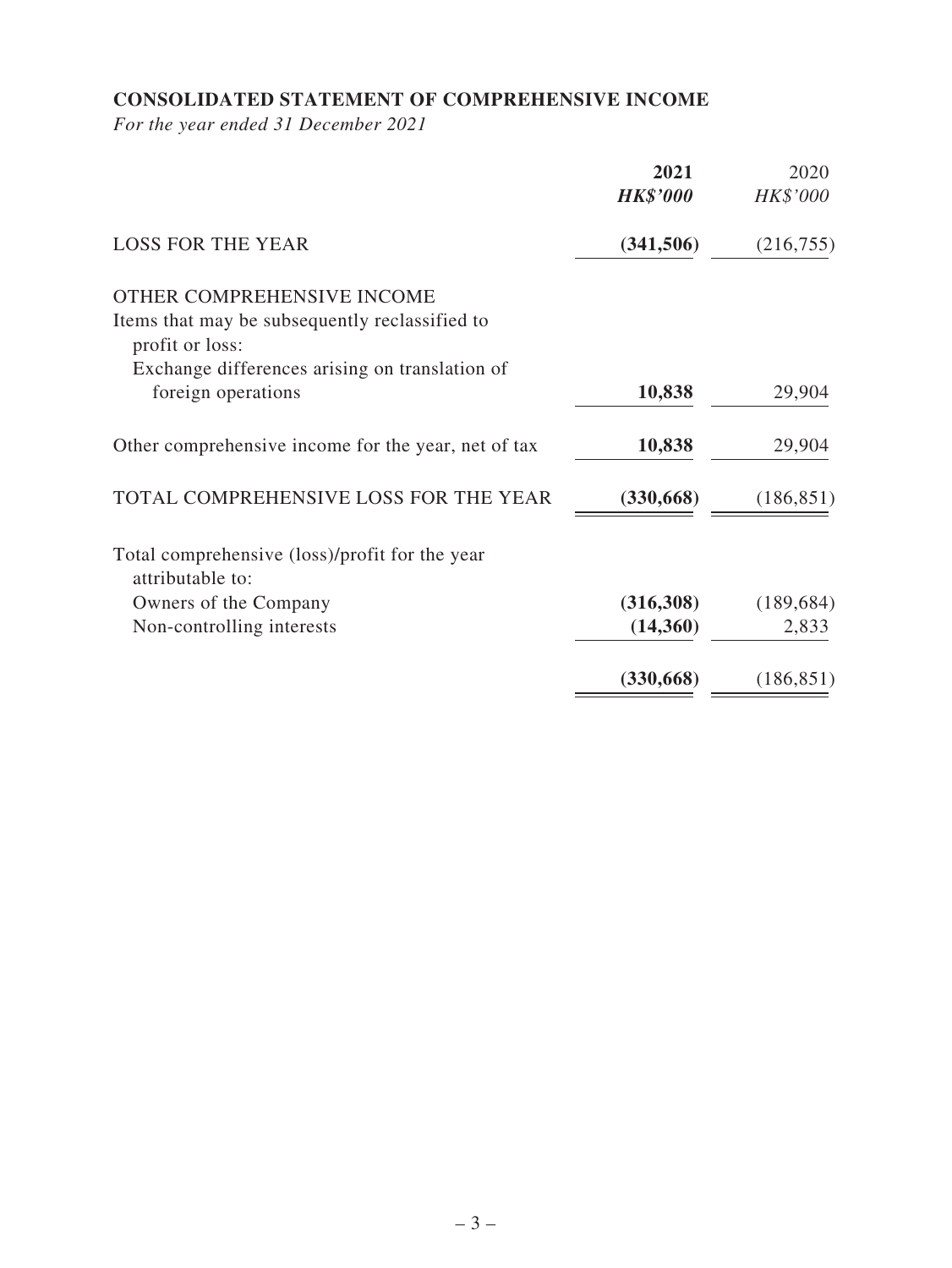**CONSOLIDATED STATEMENT OF COMPREHENSIVE INCOME**

*For the year ended 31 December 2021*

| | **2021** | 2020 |
|---|---|---|
| | ***HK$'000*** | *HK$'000* |
| LOSS FOR THE YEAR | **(341,506)** | (216,755) |
| OTHER COMPREHENSIVE INCOME | | |
| Items that may be subsequently reclassified to profit or loss: | | |
| Exchange differences arising on translation of foreign operations | **10,838** | 29,904 |
| Other comprehensive income for the year, net of tax | **10,838** | 29,904 |
| TOTAL COMPREHENSIVE LOSS FOR THE YEAR | **(330,668)** | (186,851) |
| Total comprehensive (loss)/profit for the year attributable to: | | |
| Owners of the Company | **(316,308)** | (189,684) |
| Non-controlling interests | **(14,360)** | 2,833 |
| | **(330,668)** | (186,851) |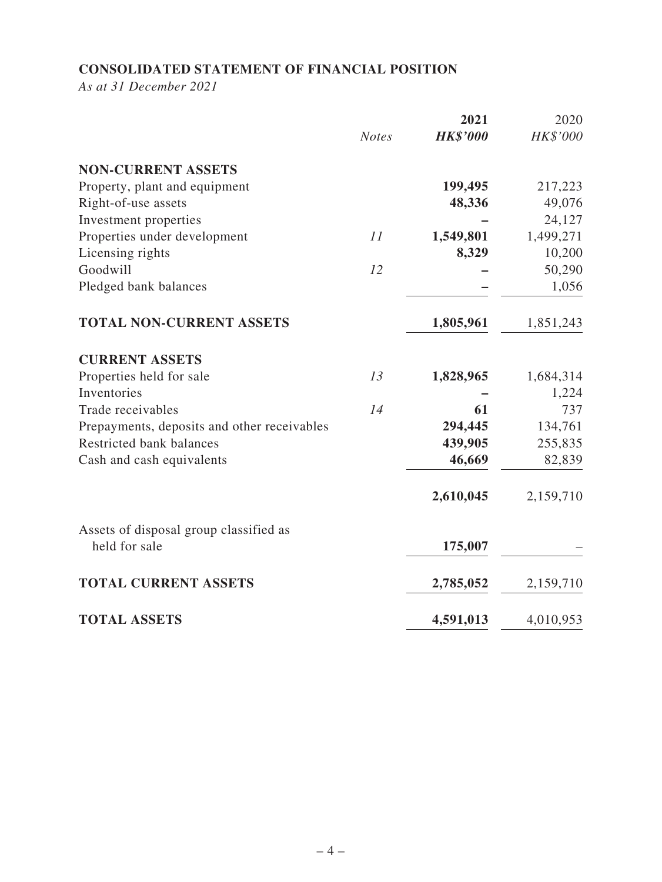## CONSOLIDATED STATEMENT OF FINANCIAL POSITION

*As at 31 December 2021*

| | *Notes* | **2021** | 2020 |
|---|---|---|---|
| | | ***HK$'000*** | *HK$'000* |
| **NON-CURRENT ASSETS** | | | |
| Property, plant and equipment | | **199,495** | 217,223 |
| Right-of-use assets | | **48,336** | 49,076 |
| Investment properties | | **–** | 24,127 |
| Properties under development | *11* | **1,549,801** | 1,499,271 |
| Licensing rights | | **8,329** | 10,200 |
| Goodwill | *12* | **–** | 50,290 |
| Pledged bank balances | | **–** | 1,056 |
| **TOTAL NON-CURRENT ASSETS** | | **1,805,961** | 1,851,243 |
| **CURRENT ASSETS** | | | |
| Properties held for sale | *13* | **1,828,965** | 1,684,314 |
| Inventories | | **–** | 1,224 |
| Trade receivables | *14* | **61** | 737 |
| Prepayments, deposits and other receivables | | **294,445** | 134,761 |
| Restricted bank balances | | **439,905** | 255,835 |
| Cash and cash equivalents | | **46,669** | 82,839 |
| | | **2,610,045** | 2,159,710 |
| Assets of disposal group classified as held for sale | | **175,007** | – |
| **TOTAL CURRENT ASSETS** | | **2,785,052** | 2,159,710 |
| **TOTAL ASSETS** | | **4,591,013** | 4,010,953 |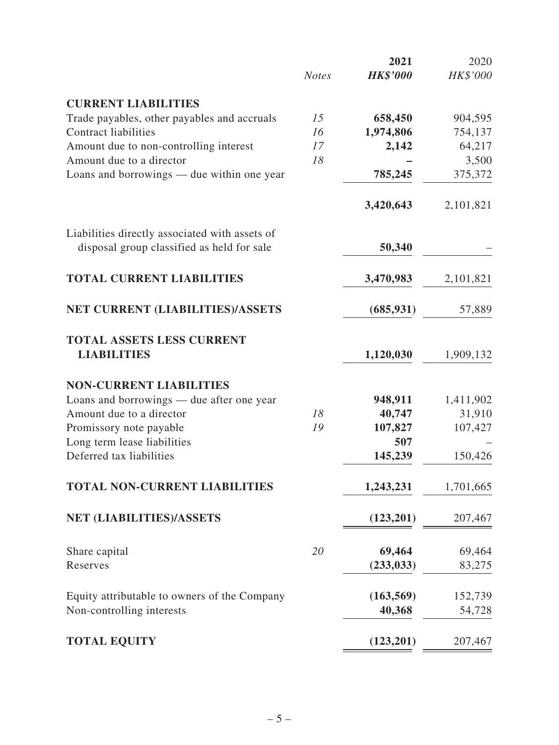| | Notes | 2021 HK$'000 | 2020 HK$'000 |
|---|---|---|---|
| **CURRENT LIABILITIES** | | | |
| Trade payables, other payables and accruals | 15 | **658,450** | 904,595 |
| Contract liabilities | 16 | **1,974,806** | 754,137 |
| Amount due to non-controlling interest | 17 | **2,142** | 64,217 |
| Amount due to a director | 18 | **–** | 3,500 |
| Loans and borrowings — due within one year | | **785,245** | 375,372 |
| | | **3,420,643** | 2,101,821 |
| Liabilities directly associated with assets of disposal group classified as held for sale | | **50,340** | – |
| **TOTAL CURRENT LIABILITIES** | | **3,470,983** | 2,101,821 |
| **NET CURRENT (LIABILITIES)/ASSETS** | | **(685,931)** | 57,889 |
| **TOTAL ASSETS LESS CURRENT LIABILITIES** | | **1,120,030** | 1,909,132 |
| **NON-CURRENT LIABILITIES** | | | |
| Loans and borrowings — due after one year | | **948,911** | 1,411,902 |
| Amount due to a director | 18 | **40,747** | 31,910 |
| Promissory note payable | 19 | **107,827** | 107,427 |
| Long term lease liabilities | | **507** | – |
| Deferred tax liabilities | | **145,239** | 150,426 |
| **TOTAL NON-CURRENT LIABILITIES** | | **1,243,231** | 1,701,665 |
| **NET (LIABILITIES)/ASSETS** | | **(123,201)** | 207,467 |
| Share capital | 20 | **69,464** | 69,464 |
| Reserves | | **(233,033)** | 83,275 |
| Equity attributable to owners of the Company | | **(163,569)** | 152,739 |
| Non-controlling interests | | **40,368** | 54,728 |
| **TOTAL EQUITY** | | **(123,201)** | 207,467 |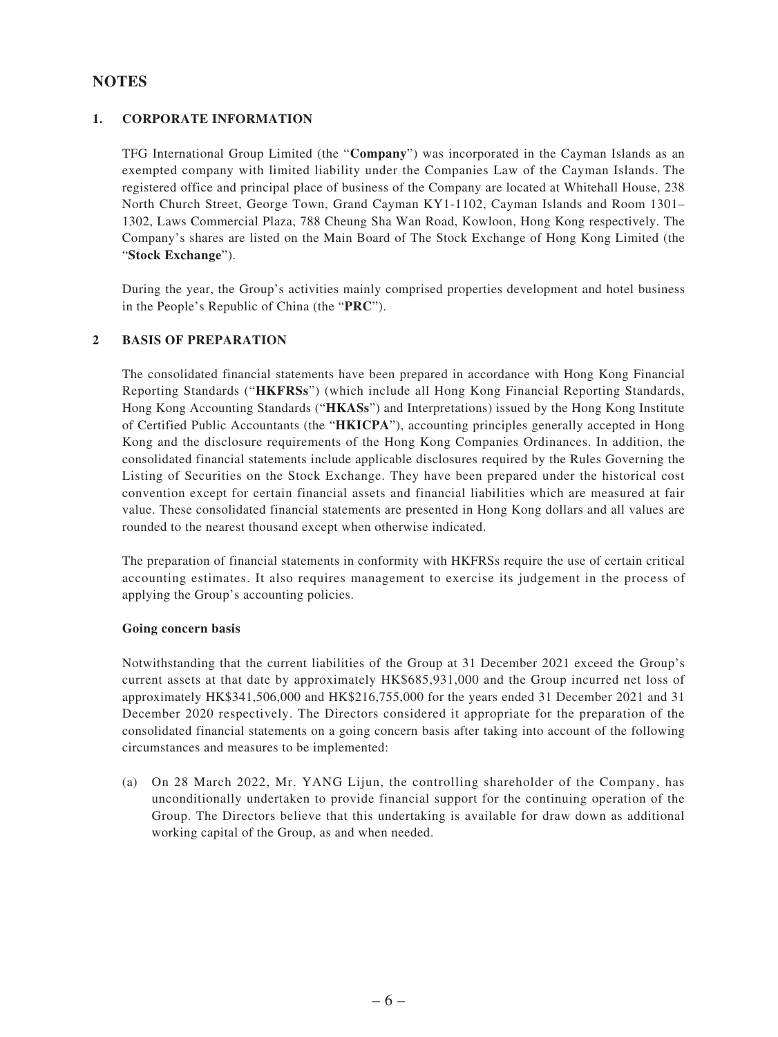# NOTES

## 1. CORPORATE INFORMATION

TFG International Group Limited (the "**Company**") was incorporated in the Cayman Islands as an exempted company with limited liability under the Companies Law of the Cayman Islands. The registered office and principal place of business of the Company are located at Whitehall House, 238 North Church Street, George Town, Grand Cayman KY1-1102, Cayman Islands and Room 1301–1302, Laws Commercial Plaza, 788 Cheung Sha Wan Road, Kowloon, Hong Kong respectively. The Company's shares are listed on the Main Board of The Stock Exchange of Hong Kong Limited (the "**Stock Exchange**").

During the year, the Group's activities mainly comprised properties development and hotel business in the People's Republic of China (the "**PRC**").

## 2 BASIS OF PREPARATION

The consolidated financial statements have been prepared in accordance with Hong Kong Financial Reporting Standards ("**HKFRSs**") (which include all Hong Kong Financial Reporting Standards, Hong Kong Accounting Standards ("**HKASs**") and Interpretations) issued by the Hong Kong Institute of Certified Public Accountants (the "**HKICPA**"), accounting principles generally accepted in Hong Kong and the disclosure requirements of the Hong Kong Companies Ordinances. In addition, the consolidated financial statements include applicable disclosures required by the Rules Governing the Listing of Securities on the Stock Exchange. They have been prepared under the historical cost convention except for certain financial assets and financial liabilities which are measured at fair value. These consolidated financial statements are presented in Hong Kong dollars and all values are rounded to the nearest thousand except when otherwise indicated.

The preparation of financial statements in conformity with HKFRSs require the use of certain critical accounting estimates. It also requires management to exercise its judgement in the process of applying the Group's accounting policies.

**Going concern basis**

Notwithstanding that the current liabilities of the Group at 31 December 2021 exceed the Group's current assets at that date by approximately HK$685,931,000 and the Group incurred net loss of approximately HK$341,506,000 and HK$216,755,000 for the years ended 31 December 2021 and 31 December 2020 respectively. The Directors considered it appropriate for the preparation of the consolidated financial statements on a going concern basis after taking into account of the following circumstances and measures to be implemented:

(a) On 28 March 2022, Mr. YANG Lijun, the controlling shareholder of the Company, has unconditionally undertaken to provide financial support for the continuing operation of the Group. The Directors believe that this undertaking is available for draw down as additional working capital of the Group, as and when needed.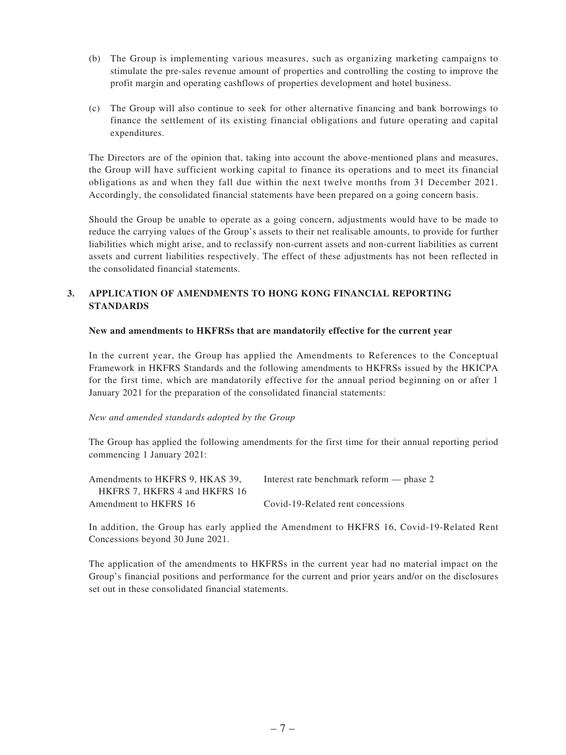(b) The Group is implementing various measures, such as organizing marketing campaigns to stimulate the pre-sales revenue amount of properties and controlling the costing to improve the profit margin and operating cashflows of properties development and hotel business.

(c) The Group will also continue to seek for other alternative financing and bank borrowings to finance the settlement of its existing financial obligations and future operating and capital expenditures.

The Directors are of the opinion that, taking into account the above-mentioned plans and measures, the Group will have sufficient working capital to finance its operations and to meet its financial obligations as and when they fall due within the next twelve months from 31 December 2021. Accordingly, the consolidated financial statements have been prepared on a going concern basis.

Should the Group be unable to operate as a going concern, adjustments would have to be made to reduce the carrying values of the Group's assets to their net realisable amounts, to provide for further liabilities which might arise, and to reclassify non-current assets and non-current liabilities as current assets and current liabilities respectively. The effect of these adjustments has not been reflected in the consolidated financial statements.

## 3. APPLICATION OF AMENDMENTS TO HONG KONG FINANCIAL REPORTING STANDARDS

**New and amendments to HKFRSs that are mandatorily effective for the current year**

In the current year, the Group has applied the Amendments to References to the Conceptual Framework in HKFRS Standards and the following amendments to HKFRSs issued by the HKICPA for the first time, which are mandatorily effective for the annual period beginning on or after 1 January 2021 for the preparation of the consolidated financial statements:

*New and amended standards adopted by the Group*

The Group has applied the following amendments for the first time for their annual reporting period commencing 1 January 2021:

| | |
|---|---|
| Amendments to HKFRS 9, HKAS 39, HKFRS 7, HKFRS 4 and HKFRS 16 | Interest rate benchmark reform — phase 2 |
| Amendment to HKFRS 16 | Covid-19-Related rent concessions |

In addition, the Group has early applied the Amendment to HKFRS 16, Covid-19-Related Rent Concessions beyond 30 June 2021.

The application of the amendments to HKFRSs in the current year had no material impact on the Group's financial positions and performance for the current and prior years and/or on the disclosures set out in these consolidated financial statements.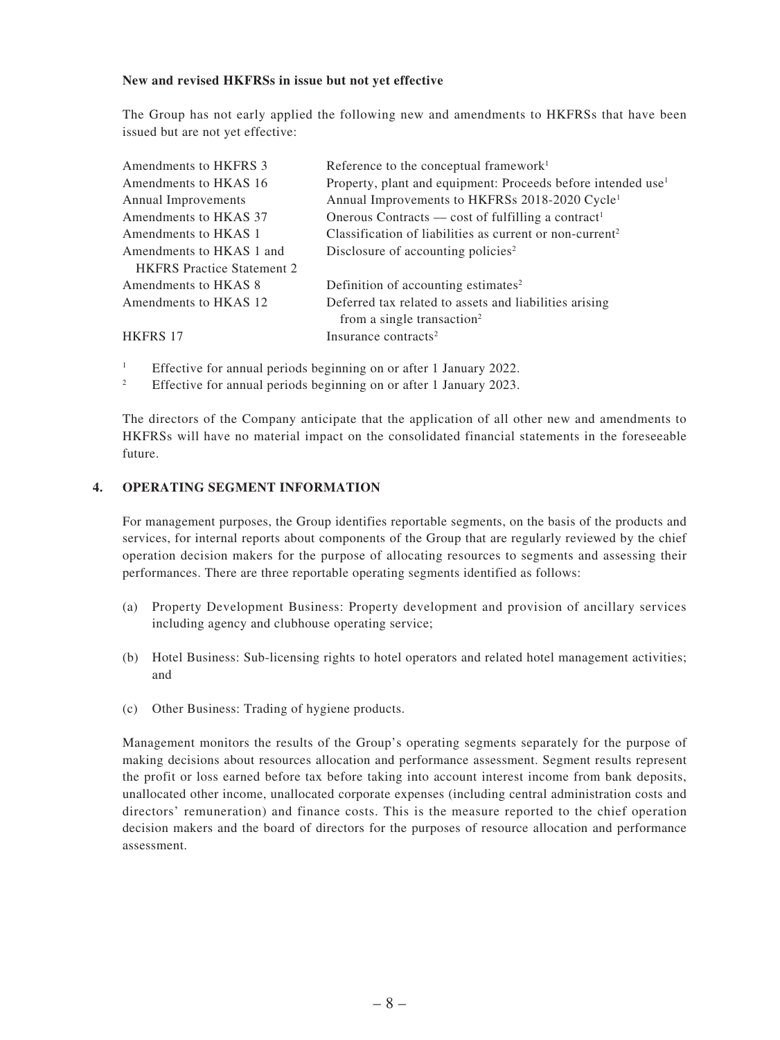**New and revised HKFRSs in issue but not yet effective**

The Group has not early applied the following new and amendments to HKFRSs that have been issued but are not yet effective:

| | |
|---|---|
| Amendments to HKFRS 3 | Reference to the conceptual framework[1] |
| Amendments to HKAS 16 | Property, plant and equipment: Proceeds before intended use[1] |
| Annual Improvements | Annual Improvements to HKFRSs 2018-2020 Cycle[1] |
| Amendments to HKAS 37 | Onerous Contracts — cost of fulfilling a contract[1] |
| Amendments to HKAS 1 | Classification of liabilities as current or non-current[2] |
| Amendments to HKAS 1 and HKFRS Practice Statement 2 | Disclosure of accounting policies[2] |
| Amendments to HKAS 8 | Definition of accounting estimates[2] |
| Amendments to HKAS 12 | Deferred tax related to assets and liabilities arising from a single transaction[2] |
| HKFRS 17 | Insurance contracts[2] |

[1] Effective for annual periods beginning on or after 1 January 2022.

[2] Effective for annual periods beginning on or after 1 January 2023.

The directors of the Company anticipate that the application of all other new and amendments to HKFRSs will have no material impact on the consolidated financial statements in the foreseeable future.

## 4. OPERATING SEGMENT INFORMATION

For management purposes, the Group identifies reportable segments, on the basis of the products and services, for internal reports about components of the Group that are regularly reviewed by the chief operation decision makers for the purpose of allocating resources to segments and assessing their performances. There are three reportable operating segments identified as follows:

(a) Property Development Business: Property development and provision of ancillary services including agency and clubhouse operating service;

(b) Hotel Business: Sub-licensing rights to hotel operators and related hotel management activities; and

(c) Other Business: Trading of hygiene products.

Management monitors the results of the Group's operating segments separately for the purpose of making decisions about resources allocation and performance assessment. Segment results represent the profit or loss earned before tax before taking into account interest income from bank deposits, unallocated other income, unallocated corporate expenses (including central administration costs and directors' remuneration) and finance costs. This is the measure reported to the chief operation decision makers and the board of directors for the purposes of resource allocation and performance assessment.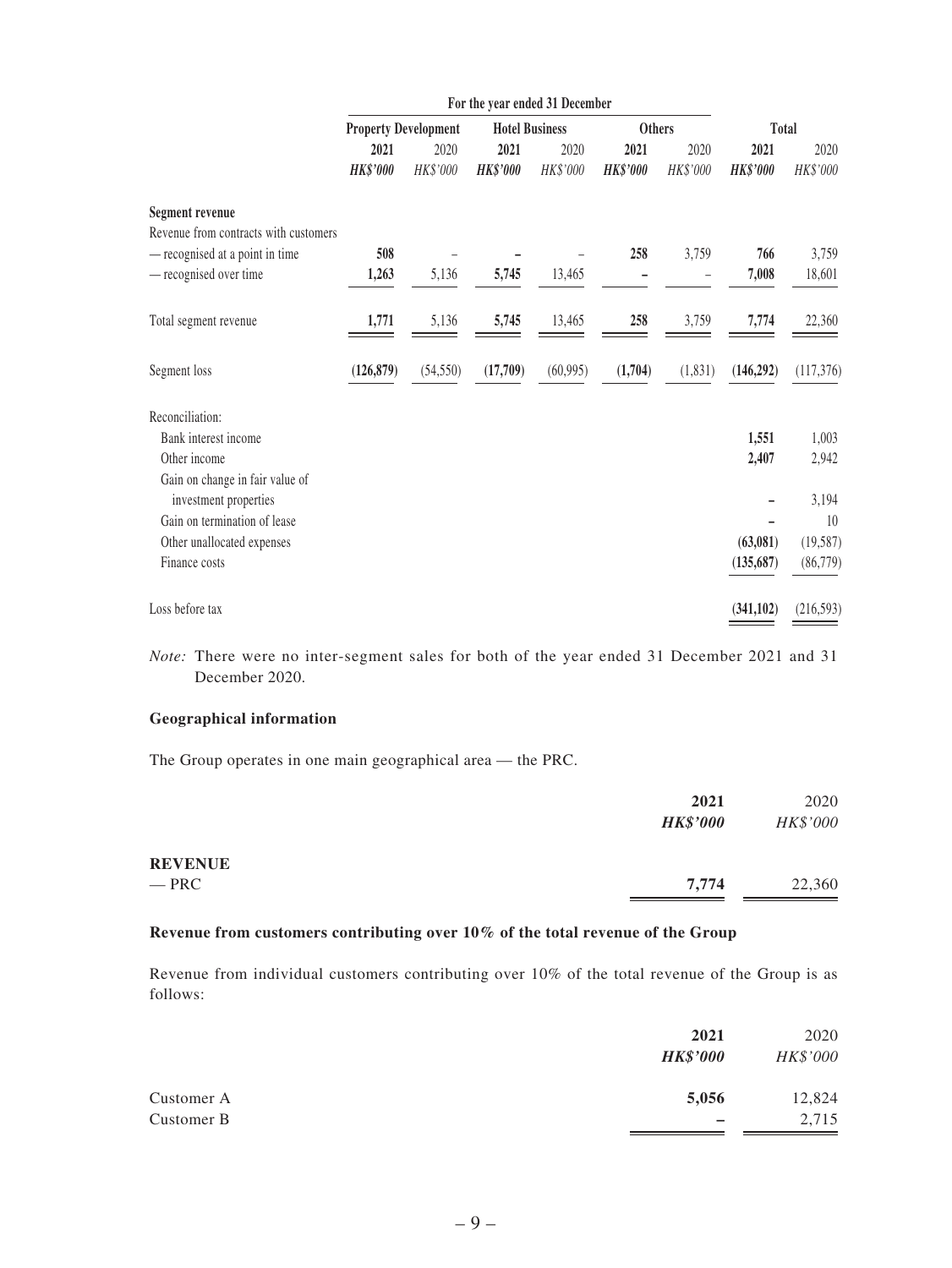| | For the year ended 31 December | | | | | | | |
|---|---|---|---|---|---|---|---|---|
| | Property Development | | Hotel Business | | Others | | Total | |
| | **2021** | 2020 | **2021** | 2020 | **2021** | 2020 | **2021** | 2020 |
| | ***HK$'000*** | *HK$'000* | ***HK$'000*** | *HK$'000* | ***HK$'000*** | *HK$'000* | ***HK$'000*** | *HK$'000* |
| **Segment revenue** | | | | | | | | |
| Revenue from contracts with customers | | | | | | | | |
| — recognised at a point in time | **508** | – | **–** | – | **258** | 3,759 | **766** | 3,759 |
| — recognised over time | **1,263** | 5,136 | **5,745** | 13,465 | **–** | – | **7,008** | 18,601 |
| Total segment revenue | **1,771** | 5,136 | **5,745** | 13,465 | **258** | 3,759 | **7,774** | 22,360 |
| Segment loss | **(126,879)** | (54,550) | **(17,709)** | (60,995) | **(1,704)** | (1,831) | **(146,292)** | (117,376) |
| Reconciliation: | | | | | | | | |
| Bank interest income | | | | | | | **1,551** | 1,003 |
| Other income | | | | | | | **2,407** | 2,942 |
| Gain on change in fair value of investment properties | | | | | | | **–** | 3,194 |
| Gain on termination of lease | | | | | | | **–** | 10 |
| Other unallocated expenses | | | | | | | **(63,081)** | (19,587) |
| Finance costs | | | | | | | **(135,687)** | (86,779) |
| Loss before tax | | | | | | | **(341,102)** | (216,593) |

*Note:* There were no inter-segment sales for both of the year ended 31 December 2021 and 31 December 2020.

**Geographical information**

The Group operates in one main geographical area — the PRC.

| | **2021** | 2020 |
|---|---|---|
| | ***HK$'000*** | *HK$'000* |
| **REVENUE** | | |
| — PRC | **7,774** | 22,360 |

**Revenue from customers contributing over 10% of the total revenue of the Group**

Revenue from individual customers contributing over 10% of the total revenue of the Group is as follows:

| | **2021** | 2020 |
|---|---|---|
| | ***HK$'000*** | *HK$'000* |
| Customer A | **5,056** | 12,824 |
| Customer B | **–** | 2,715 |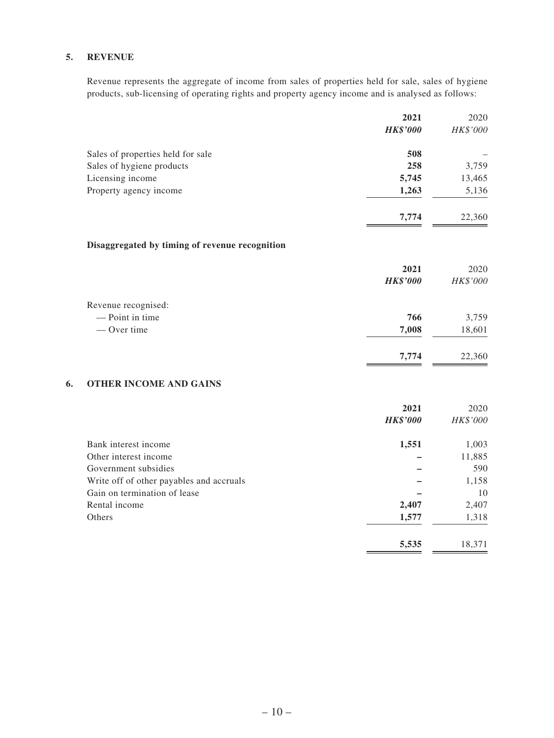## 5. REVENUE

Revenue represents the aggregate of income from sales of properties held for sale, sales of hygiene products, sub-licensing of operating rights and property agency income and is analysed as follows:

| | 2021 | 2020 |
|---|---|---|
| | *HK$'000* | *HK$'000* |
| Sales of properties held for sale | **508** | – |
| Sales of hygiene products | **258** | 3,759 |
| Licensing income | **5,745** | 13,465 |
| Property agency income | **1,263** | 5,136 |
| | **7,774** | 22,360 |

**Disaggregated by timing of revenue recognition**

| | 2021 | 2020 |
|---|---|---|
| | *HK$'000* | *HK$'000* |
| Revenue recognised: | | |
| — Point in time | **766** | 3,759 |
| — Over time | **7,008** | 18,601 |
| | **7,774** | 22,360 |

## 6. OTHER INCOME AND GAINS

| | 2021 | 2020 |
|---|---|---|
| | *HK$'000* | *HK$'000* |
| Bank interest income | **1,551** | 1,003 |
| Other interest income | **–** | 11,885 |
| Government subsidies | **–** | 590 |
| Write off of other payables and accruals | **–** | 1,158 |
| Gain on termination of lease | **–** | 10 |
| Rental income | **2,407** | 2,407 |
| Others | **1,577** | 1,318 |
| | **5,535** | 18,371 |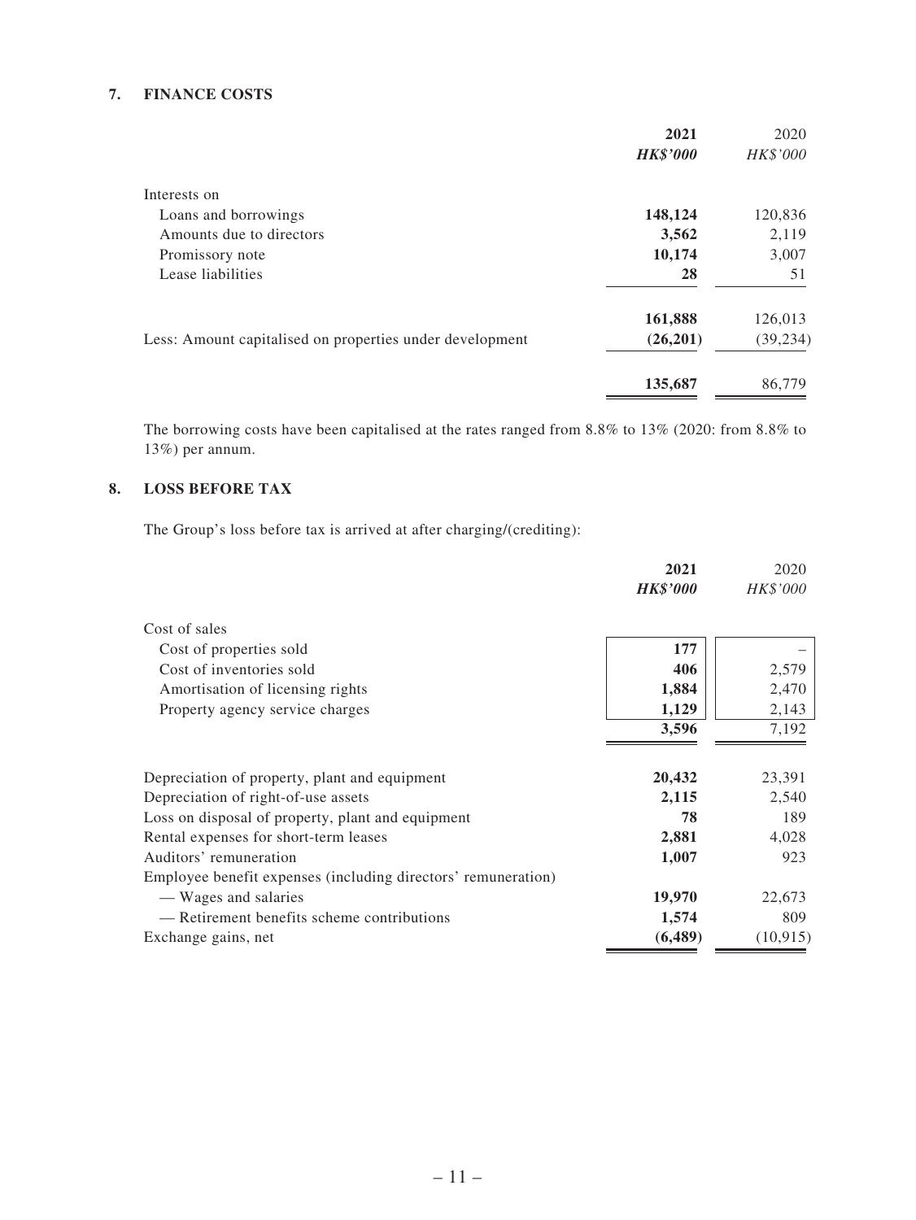## 7. FINANCE COSTS

| | **2021** | 2020 |
|---|---|---|
| | ***HK$'000*** | *HK$'000* |
| Interests on | | |
| Loans and borrowings | **148,124** | 120,836 |
| Amounts due to directors | **3,562** | 2,119 |
| Promissory note | **10,174** | 3,007 |
| Lease liabilities | **28** | 51 |
| | **161,888** | 126,013 |
| Less: Amount capitalised on properties under development | **(26,201)** | (39,234) |
| | **135,687** | 86,779 |

The borrowing costs have been capitalised at the rates ranged from 8.8% to 13% (2020: from 8.8% to 13%) per annum.

## 8. LOSS BEFORE TAX

The Group's loss before tax is arrived at after charging/(crediting):

| | **2021** | 2020 |
|---|---|---|
| | ***HK$'000*** | *HK$'000* |
| Cost of sales | | |
| Cost of properties sold | **177** | – |
| Cost of inventories sold | **406** | 2,579 |
| Amortisation of licensing rights | **1,884** | 2,470 |
| Property agency service charges | **1,129** | 2,143 |
| | **3,596** | 7,192 |
| Depreciation of property, plant and equipment | **20,432** | 23,391 |
| Depreciation of right-of-use assets | **2,115** | 2,540 |
| Loss on disposal of property, plant and equipment | **78** | 189 |
| Rental expenses for short-term leases | **2,881** | 4,028 |
| Auditors' remuneration | **1,007** | 923 |
| Employee benefit expenses (including directors' remuneration) | | |
| — Wages and salaries | **19,970** | 22,673 |
| — Retirement benefits scheme contributions | **1,574** | 809 |
| Exchange gains, net | **(6,489)** | (10,915) |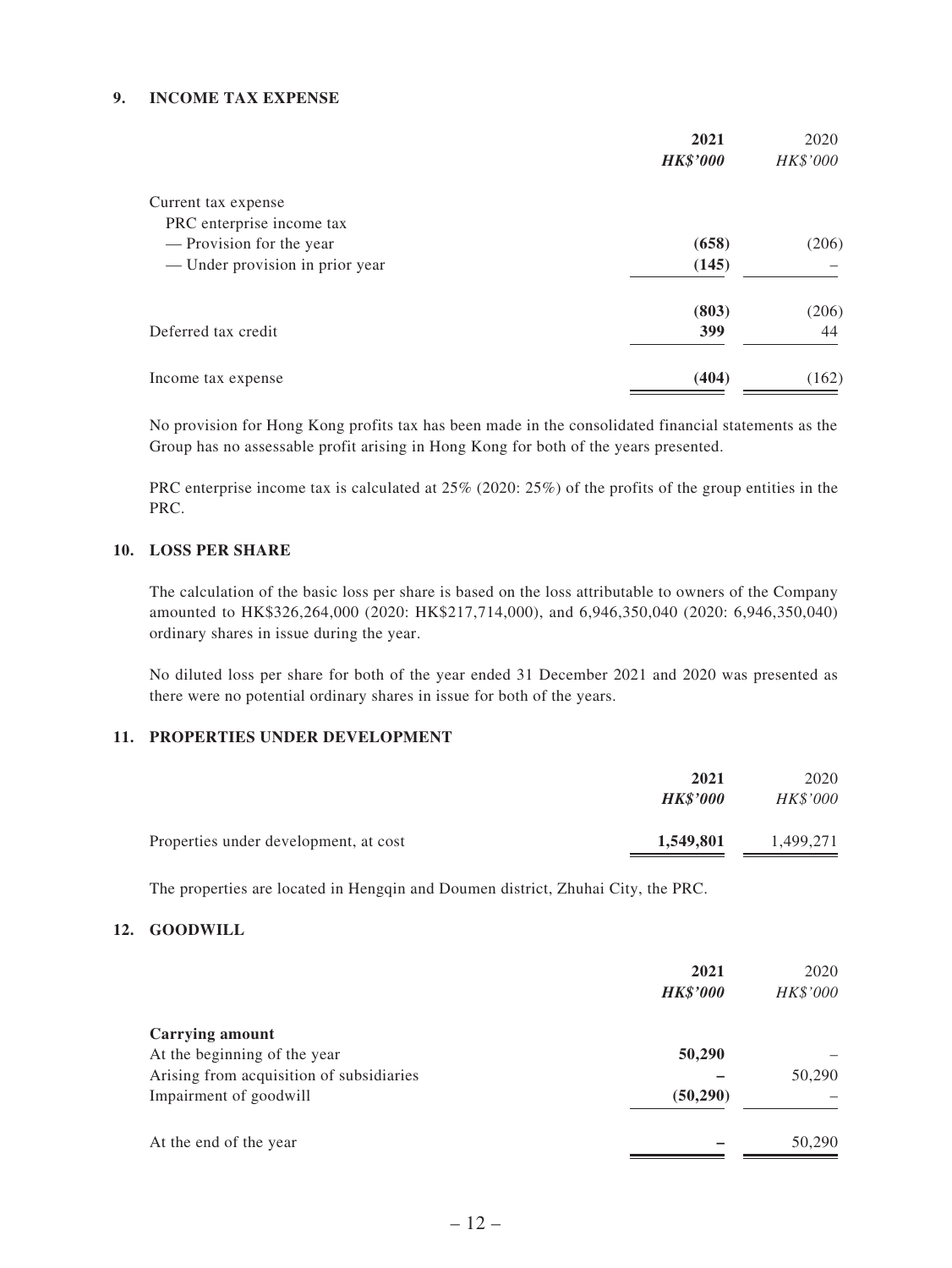## 9. INCOME TAX EXPENSE

| | **2021** | 2020 |
|---|---|---|
| | ***HK$'000*** | *HK$'000* |
| Current tax expense | | |
| PRC enterprise income tax | | |
| — Provision for the year | **(658)** | (206) |
| — Under provision in prior year | **(145)** | – |
| | **(803)** | (206) |
| Deferred tax credit | **399** | 44 |
| Income tax expense | **(404)** | (162) |

No provision for Hong Kong profits tax has been made in the consolidated financial statements as the Group has no assessable profit arising in Hong Kong for both of the years presented.

PRC enterprise income tax is calculated at 25% (2020: 25%) of the profits of the group entities in the PRC.

## 10. LOSS PER SHARE

The calculation of the basic loss per share is based on the loss attributable to owners of the Company amounted to HK$326,264,000 (2020: HK$217,714,000), and 6,946,350,040 (2020: 6,946,350,040) ordinary shares in issue during the year.

No diluted loss per share for both of the year ended 31 December 2021 and 2020 was presented as there were no potential ordinary shares in issue for both of the years.

## 11. PROPERTIES UNDER DEVELOPMENT

| | **2021** | 2020 |
|---|---|---|
| | ***HK$'000*** | *HK$'000* |
| Properties under development, at cost | **1,549,801** | 1,499,271 |

The properties are located in Hengqin and Doumen district, Zhuhai City, the PRC.

## 12. GOODWILL

| | **2021** | 2020 |
|---|---|---|
| | ***HK$'000*** | *HK$'000* |
| **Carrying amount** | | |
| At the beginning of the year | **50,290** | – |
| Arising from acquisition of subsidiaries | **–** | 50,290 |
| Impairment of goodwill | **(50,290)** | – |
| At the end of the year | **–** | 50,290 |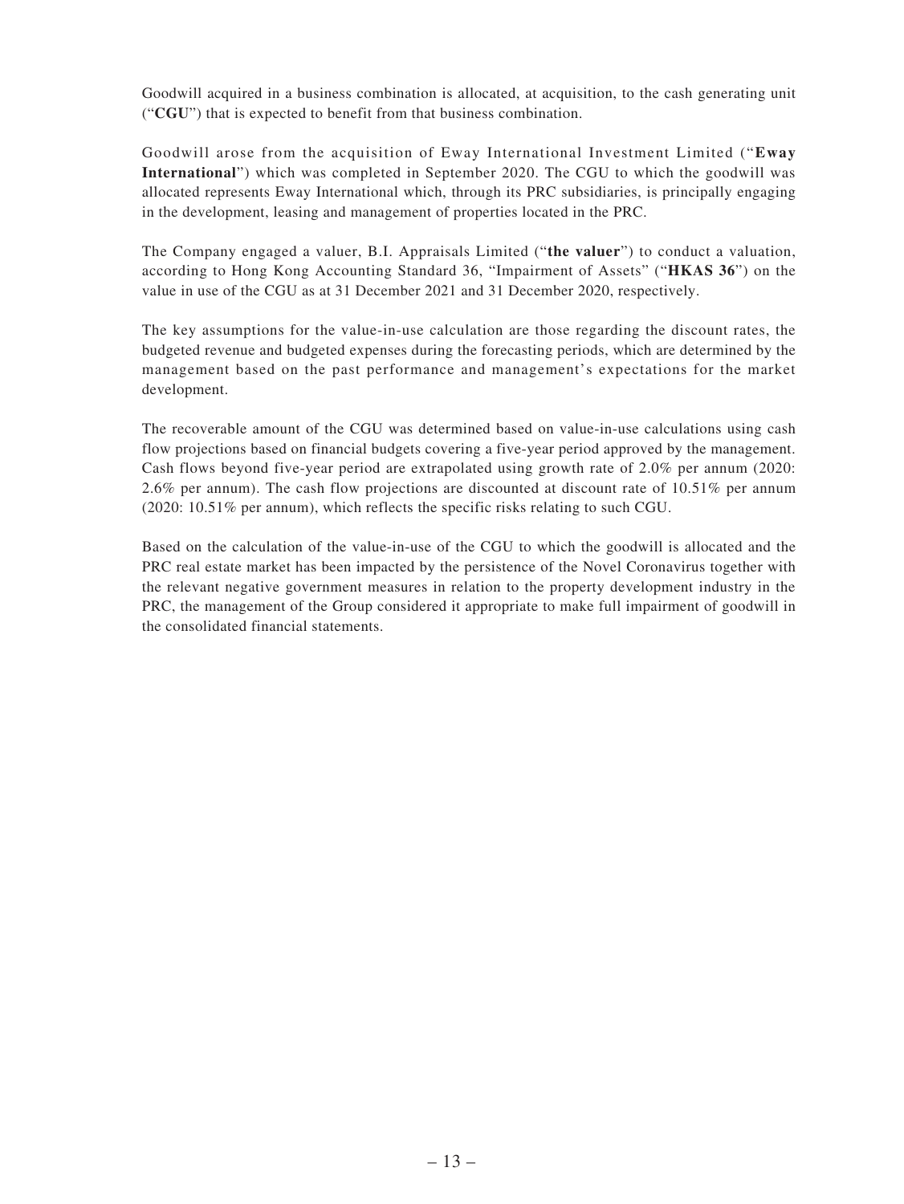Goodwill acquired in a business combination is allocated, at acquisition, to the cash generating unit ("**CGU**") that is expected to benefit from that business combination.

Goodwill arose from the acquisition of Eway International Investment Limited ("**Eway International**") which was completed in September 2020. The CGU to which the goodwill was allocated represents Eway International which, through its PRC subsidiaries, is principally engaging in the development, leasing and management of properties located in the PRC.

The Company engaged a valuer, B.I. Appraisals Limited ("**the valuer**") to conduct a valuation, according to Hong Kong Accounting Standard 36, "Impairment of Assets" ("**HKAS 36**") on the value in use of the CGU as at 31 December 2021 and 31 December 2020, respectively.

The key assumptions for the value-in-use calculation are those regarding the discount rates, the budgeted revenue and budgeted expenses during the forecasting periods, which are determined by the management based on the past performance and management's expectations for the market development.

The recoverable amount of the CGU was determined based on value-in-use calculations using cash flow projections based on financial budgets covering a five-year period approved by the management. Cash flows beyond five-year period are extrapolated using growth rate of 2.0% per annum (2020: 2.6% per annum). The cash flow projections are discounted at discount rate of 10.51% per annum (2020: 10.51% per annum), which reflects the specific risks relating to such CGU.

Based on the calculation of the value-in-use of the CGU to which the goodwill is allocated and the PRC real estate market has been impacted by the persistence of the Novel Coronavirus together with the relevant negative government measures in relation to the property development industry in the PRC, the management of the Group considered it appropriate to make full impairment of goodwill in the consolidated financial statements.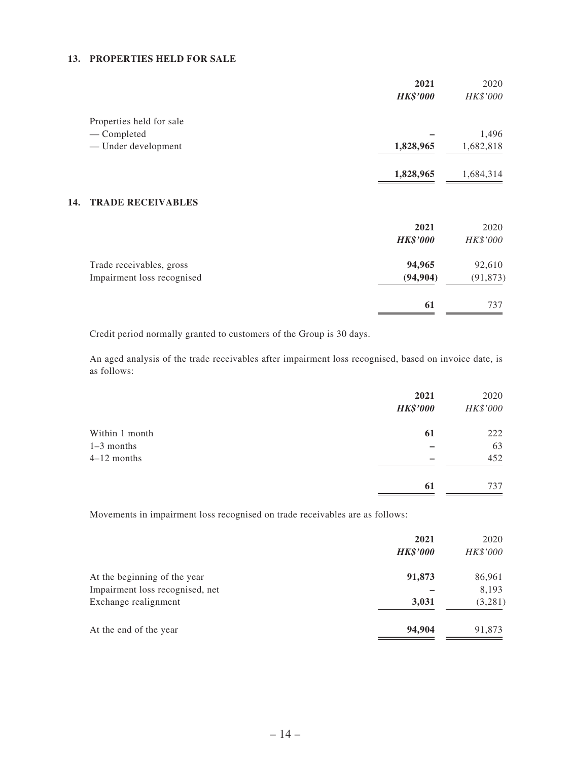## 13. PROPERTIES HELD FOR SALE

| | 2021 | 2020 |
|---|---|---|
| | ***HK$'000*** | *HK$'000* |
| Properties held for sale | | |
| — Completed | – | 1,496 |
| — Under development | **1,828,965** | 1,682,818 |
| | **1,828,965** | 1,684,314 |

## 14. TRADE RECEIVABLES

| | 2021 | 2020 |
|---|---|---|
| | ***HK$'000*** | *HK$'000* |
| Trade receivables, gross | **94,965** | 92,610 |
| Impairment loss recognised | **(94,904)** | (91,873) |
| | **61** | 737 |

Credit period normally granted to customers of the Group is 30 days.

An aged analysis of the trade receivables after impairment loss recognised, based on invoice date, is as follows:

| | 2021 | 2020 |
|---|---|---|
| | ***HK$'000*** | *HK$'000* |
| Within 1 month | **61** | 222 |
| 1–3 months | – | 63 |
| 4–12 months | – | 452 |
| | **61** | 737 |

Movements in impairment loss recognised on trade receivables are as follows:

| | 2021 | 2020 |
|---|---|---|
| | ***HK$'000*** | *HK$'000* |
| At the beginning of the year | **91,873** | 86,961 |
| Impairment loss recognised, net | – | 8,193 |
| Exchange realignment | **3,031** | (3,281) |
| At the end of the year | **94,904** | 91,873 |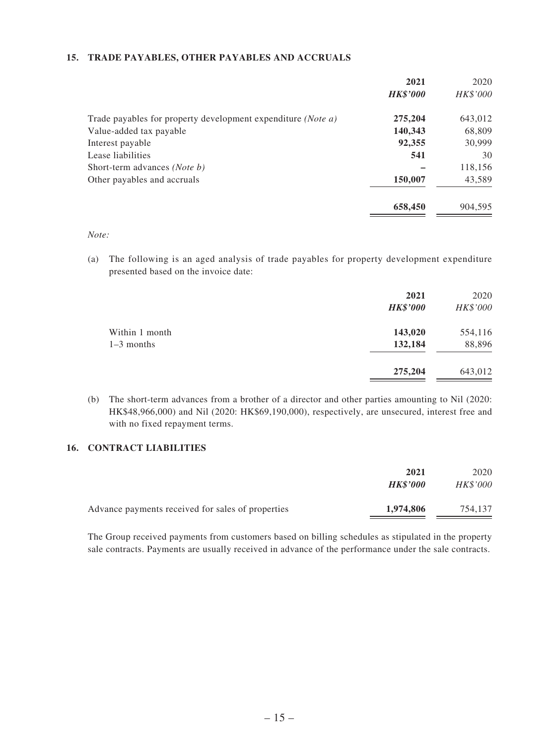## 15. TRADE PAYABLES, OTHER PAYABLES AND ACCRUALS

| | **2021** | 2020 |
|---|---|---|
| | ***HK$'000*** | *HK$'000* |
| Trade payables for property development expenditure *(Note a)* | **275,204** | 643,012 |
| Value-added tax payable | **140,343** | 68,809 |
| Interest payable | **92,355** | 30,999 |
| Lease liabilities | **541** | 30 |
| Short-term advances *(Note b)* | **–** | 118,156 |
| Other payables and accruals | **150,007** | 43,589 |
| | **658,450** | 904,595 |

*Note:*

(a) The following is an aged analysis of trade payables for property development expenditure presented based on the invoice date:

| | **2021** | 2020 |
|---|---|---|
| | ***HK$'000*** | *HK$'000* |
| Within 1 month | **143,020** | 554,116 |
| 1–3 months | **132,184** | 88,896 |
| | **275,204** | 643,012 |

(b) The short-term advances from a brother of a director and other parties amounting to Nil (2020: HK$48,966,000) and Nil (2020: HK$69,190,000), respectively, are unsecured, interest free and with no fixed repayment terms.

## 16. CONTRACT LIABILITIES

| | **2021** | 2020 |
|---|---|---|
| | ***HK$'000*** | *HK$'000* |
| Advance payments received for sales of properties | **1,974,806** | 754,137 |

The Group received payments from customers based on billing schedules as stipulated in the property sale contracts. Payments are usually received in advance of the performance under the sale contracts.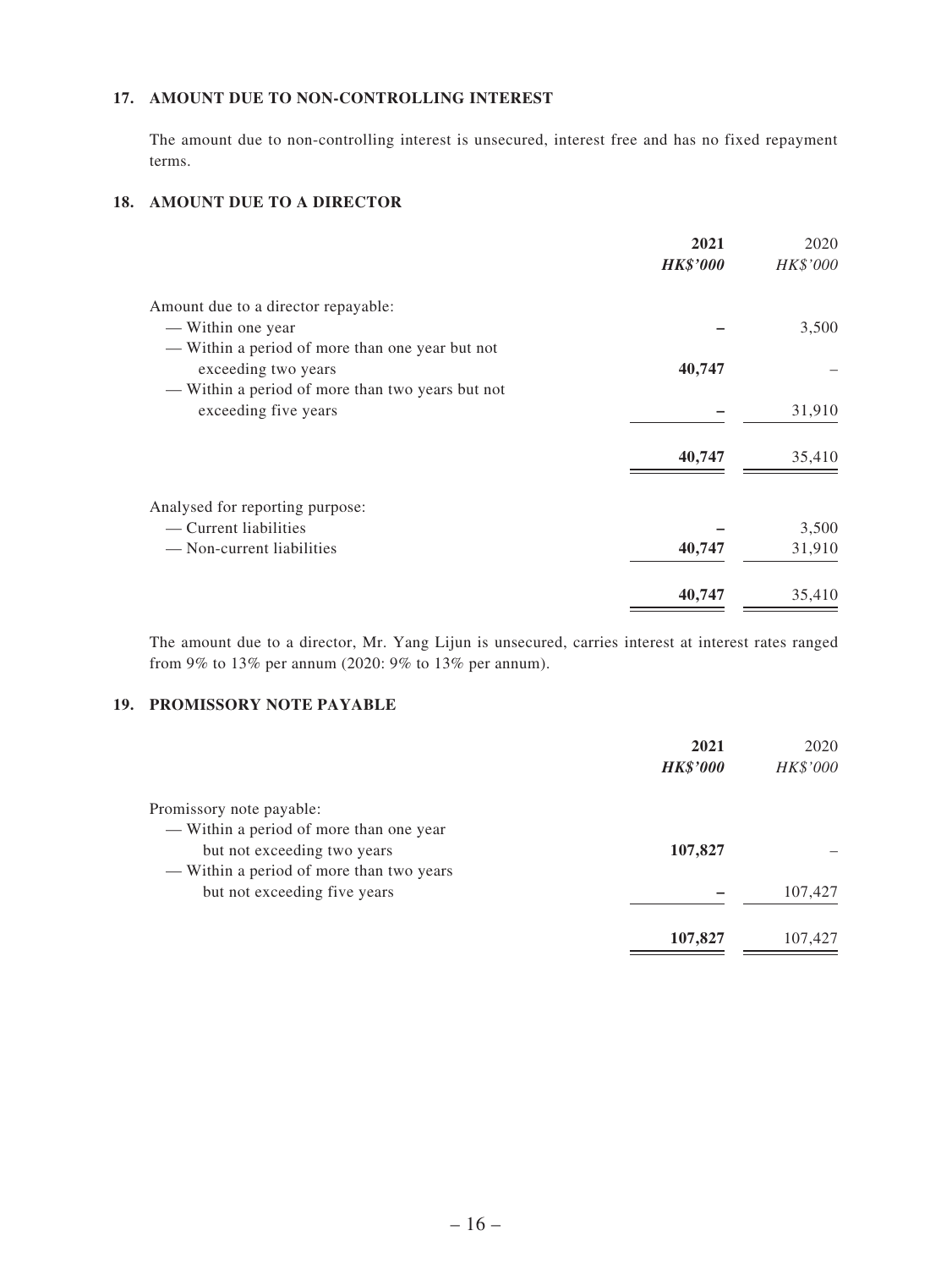### 17. AMOUNT DUE TO NON-CONTROLLING INTEREST

The amount due to non-controlling interest is unsecured, interest free and has no fixed repayment terms.

### 18. AMOUNT DUE TO A DIRECTOR

| | **2021** | 2020 |
|---|---|---|
| | ***HK$'000*** | *HK$'000* |
| Amount due to a director repayable: | | |
| — Within one year | **–** | 3,500 |
| — Within a period of more than one year but not exceeding two years | **40,747** | – |
| — Within a period of more than two years but not exceeding five years | **–** | 31,910 |
| | **40,747** | 35,410 |
| Analysed for reporting purpose: | | |
| — Current liabilities | **–** | 3,500 |
| — Non-current liabilities | **40,747** | 31,910 |
| | **40,747** | 35,410 |

The amount due to a director, Mr. Yang Lijun is unsecured, carries interest at interest rates ranged from 9% to 13% per annum (2020: 9% to 13% per annum).

### 19. PROMISSORY NOTE PAYABLE

| | **2021** | 2020 |
|---|---|---|
| | ***HK$'000*** | *HK$'000* |
| Promissory note payable: | | |
| — Within a period of more than one year but not exceeding two years | **107,827** | – |
| — Within a period of more than two years but not exceeding five years | **–** | 107,427 |
| | **107,827** | 107,427 |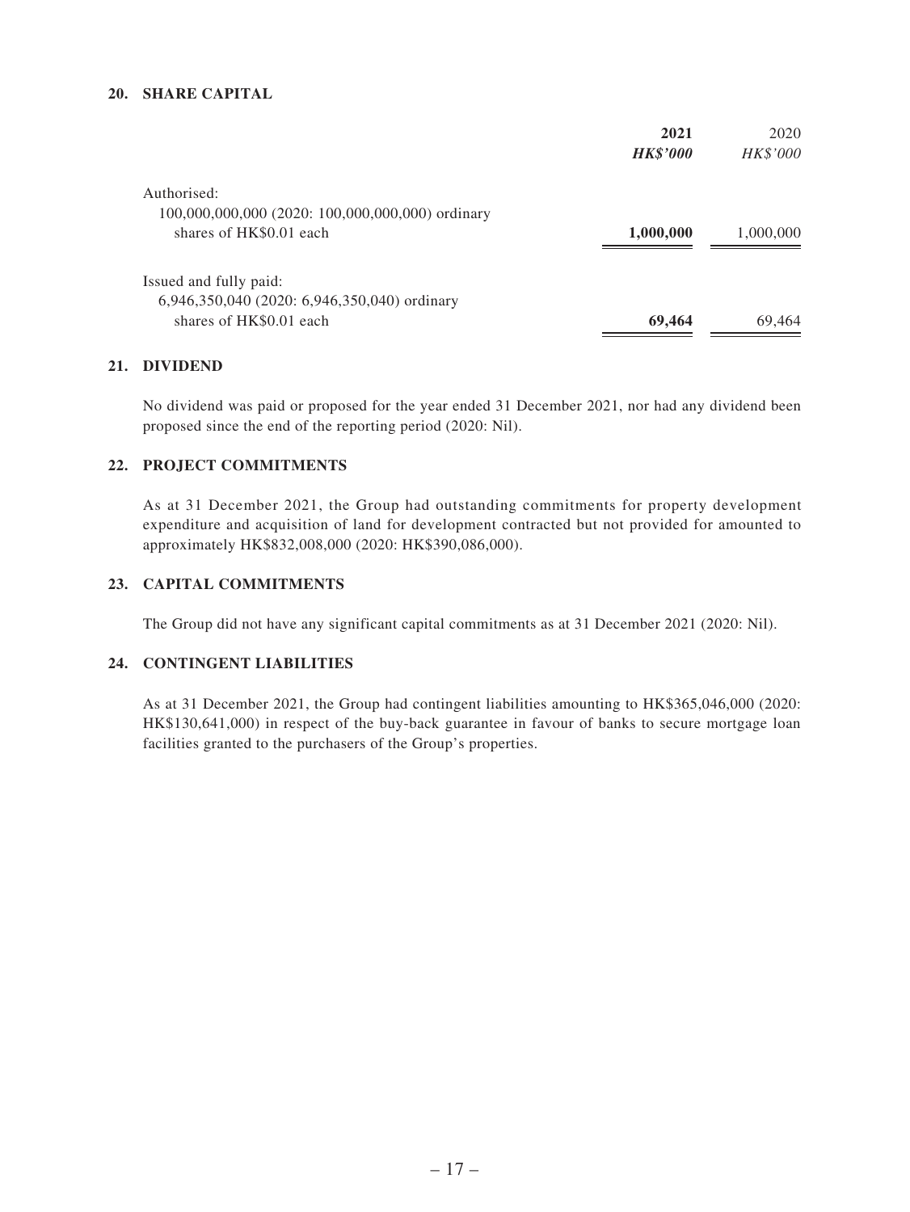## 20. SHARE CAPITAL

| | 2021 | 2020 |
|---|---|---|
| | ***HK$'000*** | *HK$'000* |
| Authorised: | | |
| 100,000,000,000 (2020: 100,000,000,000) ordinary shares of HK$0.01 each | **1,000,000** | 1,000,000 |
| Issued and fully paid: | | |
| 6,946,350,040 (2020: 6,946,350,040) ordinary shares of HK$0.01 each | **69,464** | 69,464 |

## 21. DIVIDEND

No dividend was paid or proposed for the year ended 31 December 2021, nor had any dividend been proposed since the end of the reporting period (2020: Nil).

## 22. PROJECT COMMITMENTS

As at 31 December 2021, the Group had outstanding commitments for property development expenditure and acquisition of land for development contracted but not provided for amounted to approximately HK$832,008,000 (2020: HK$390,086,000).

## 23. CAPITAL COMMITMENTS

The Group did not have any significant capital commitments as at 31 December 2021 (2020: Nil).

## 24. CONTINGENT LIABILITIES

As at 31 December 2021, the Group had contingent liabilities amounting to HK$365,046,000 (2020: HK$130,641,000) in respect of the buy-back guarantee in favour of banks to secure mortgage loan facilities granted to the purchasers of the Group's properties.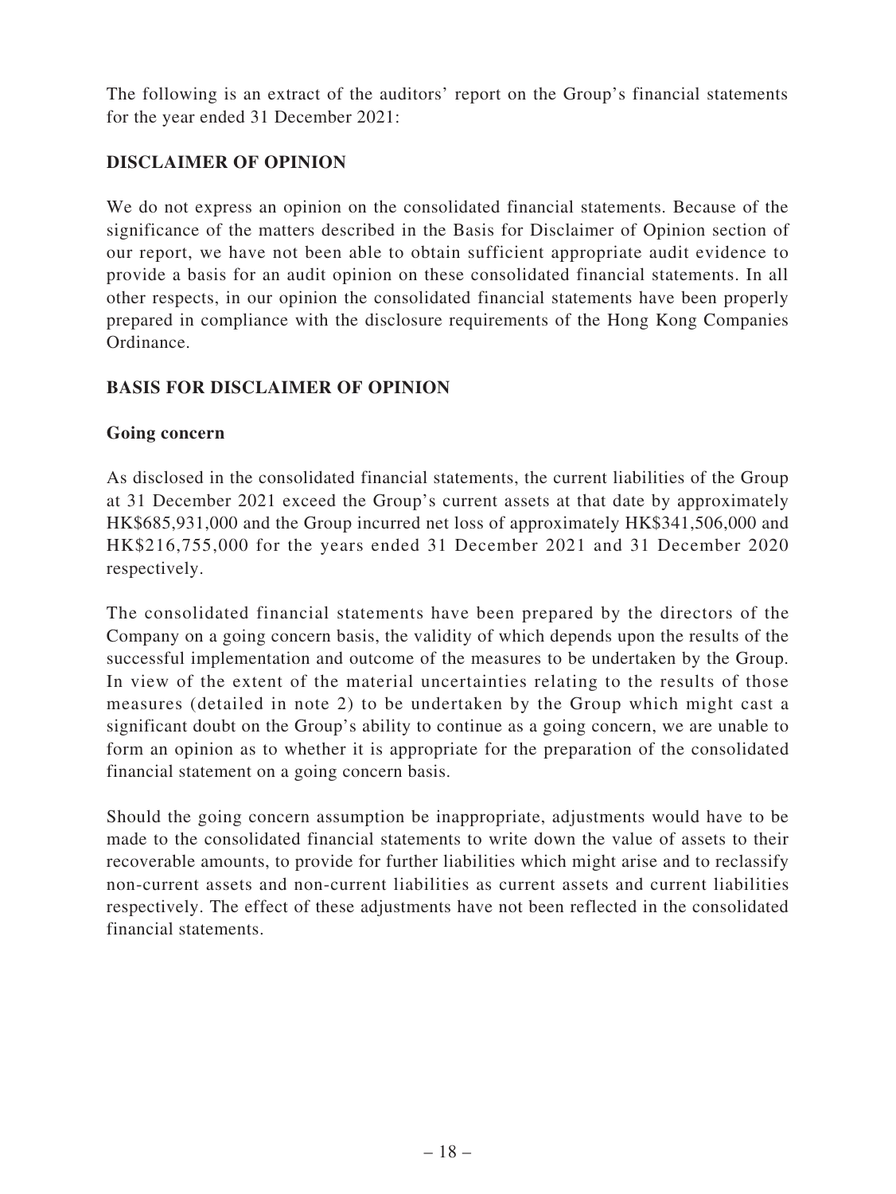The following is an extract of the auditors' report on the Group's financial statements for the year ended 31 December 2021:

## DISCLAIMER OF OPINION

We do not express an opinion on the consolidated financial statements. Because of the significance of the matters described in the Basis for Disclaimer of Opinion section of our report, we have not been able to obtain sufficient appropriate audit evidence to provide a basis for an audit opinion on these consolidated financial statements. In all other respects, in our opinion the consolidated financial statements have been properly prepared in compliance with the disclosure requirements of the Hong Kong Companies Ordinance.

## BASIS FOR DISCLAIMER OF OPINION

### Going concern

As disclosed in the consolidated financial statements, the current liabilities of the Group at 31 December 2021 exceed the Group's current assets at that date by approximately HK$685,931,000 and the Group incurred net loss of approximately HK$341,506,000 and HK$216,755,000 for the years ended 31 December 2021 and 31 December 2020 respectively.

The consolidated financial statements have been prepared by the directors of the Company on a going concern basis, the validity of which depends upon the results of the successful implementation and outcome of the measures to be undertaken by the Group. In view of the extent of the material uncertainties relating to the results of those measures (detailed in note 2) to be undertaken by the Group which might cast a significant doubt on the Group's ability to continue as a going concern, we are unable to form an opinion as to whether it is appropriate for the preparation of the consolidated financial statement on a going concern basis.

Should the going concern assumption be inappropriate, adjustments would have to be made to the consolidated financial statements to write down the value of assets to their recoverable amounts, to provide for further liabilities which might arise and to reclassify non-current assets and non-current liabilities as current assets and current liabilities respectively. The effect of these adjustments have not been reflected in the consolidated financial statements.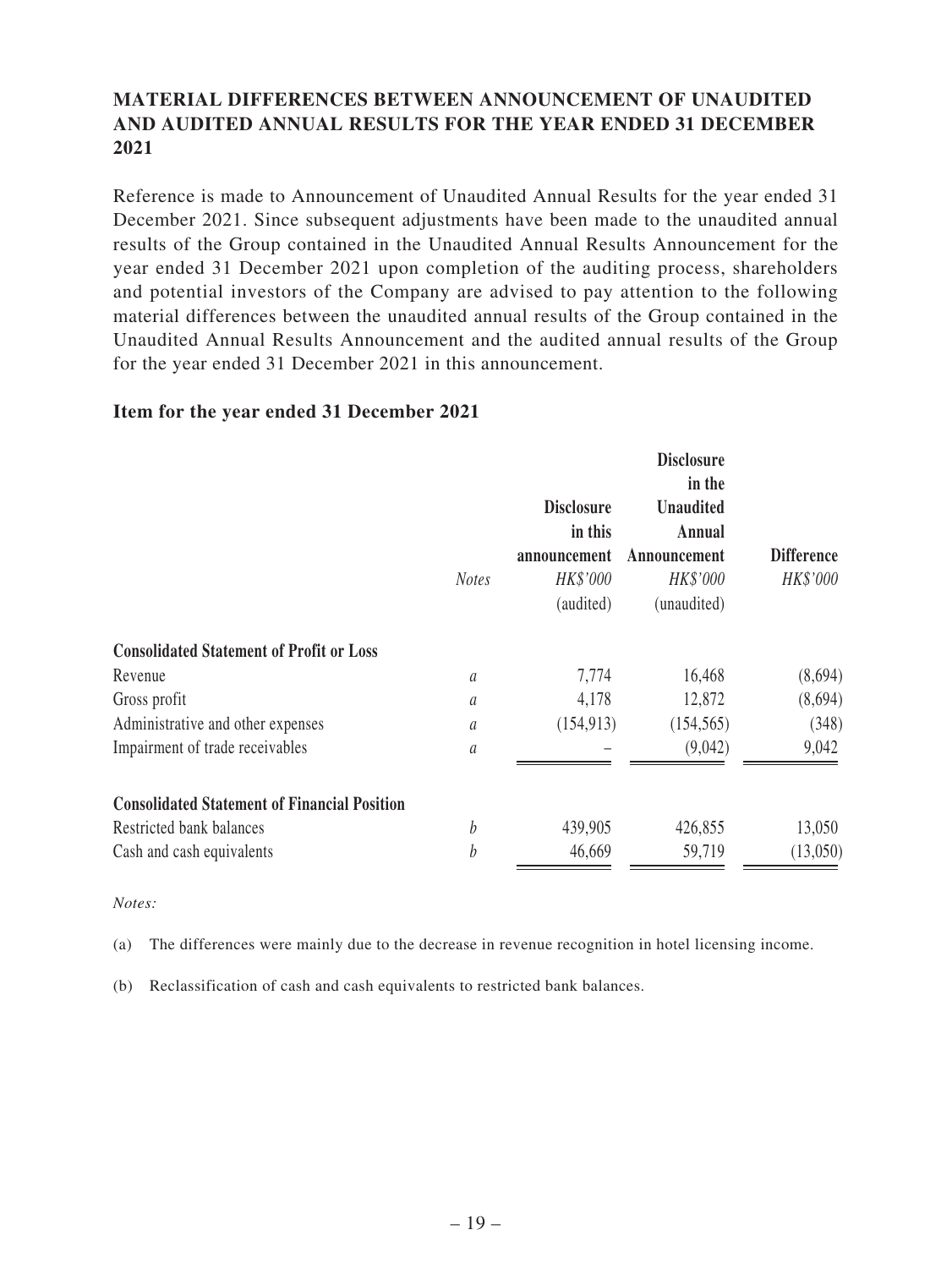## MATERIAL DIFFERENCES BETWEEN ANNOUNCEMENT OF UNAUDITED AND AUDITED ANNUAL RESULTS FOR THE YEAR ENDED 31 DECEMBER 2021

Reference is made to Announcement of Unaudited Annual Results for the year ended 31 December 2021. Since subsequent adjustments have been made to the unaudited annual results of the Group contained in the Unaudited Annual Results Announcement for the year ended 31 December 2021 upon completion of the auditing process, shareholders and potential investors of the Company are advised to pay attention to the following material differences between the unaudited annual results of the Group contained in the Unaudited Annual Results Announcement and the audited annual results of the Group for the year ended 31 December 2021 in this announcement.

### Item for the year ended 31 December 2021

| | *Notes* | **Disclosure in this announcement** *HK$'000* (audited) | **Disclosure in the Unaudited Annual Announcement** *HK$'000* (unaudited) | **Difference** *HK$'000* |
|---|---|---|---|---|
| **Consolidated Statement of Profit or Loss** | | | | |
| Revenue | *a* | 7,774 | 16,468 | (8,694) |
| Gross profit | *a* | 4,178 | 12,872 | (8,694) |
| Administrative and other expenses | *a* | (154,913) | (154,565) | (348) |
| Impairment of trade receivables | *a* | – | (9,042) | 9,042 |
| **Consolidated Statement of Financial Position** | | | | |
| Restricted bank balances | *b* | 439,905 | 426,855 | 13,050 |
| Cash and cash equivalents | *b* | 46,669 | 59,719 | (13,050) |

*Notes:*

(a) The differences were mainly due to the decrease in revenue recognition in hotel licensing income.

(b) Reclassification of cash and cash equivalents to restricted bank balances.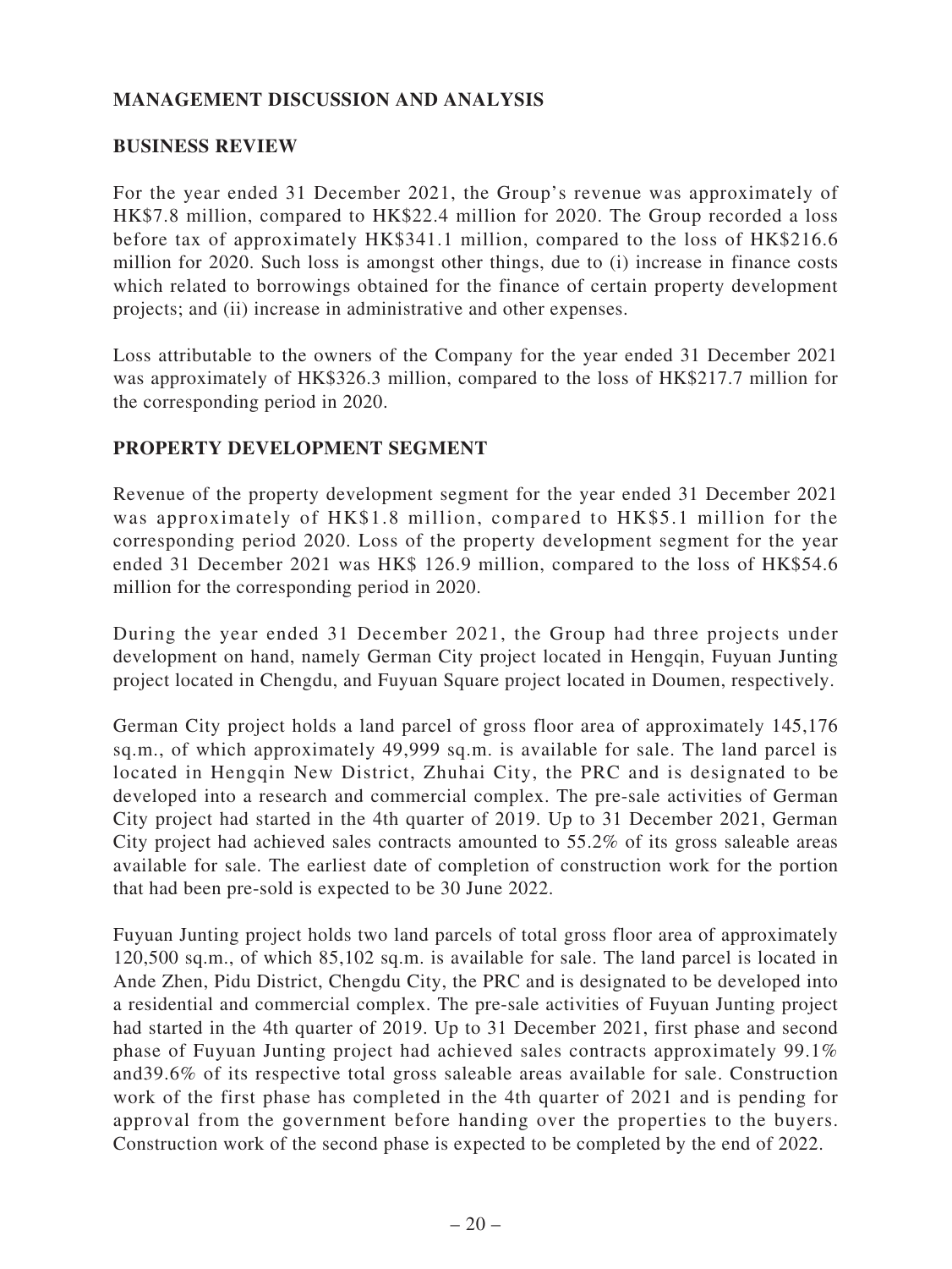## MANAGEMENT DISCUSSION AND ANALYSIS

### BUSINESS REVIEW

For the year ended 31 December 2021, the Group's revenue was approximately of HK$7.8 million, compared to HK$22.4 million for 2020. The Group recorded a loss before tax of approximately HK$341.1 million, compared to the loss of HK$216.6 million for 2020. Such loss is amongst other things, due to (i) increase in finance costs which related to borrowings obtained for the finance of certain property development projects; and (ii) increase in administrative and other expenses.

Loss attributable to the owners of the Company for the year ended 31 December 2021 was approximately of HK$326.3 million, compared to the loss of HK$217.7 million for the corresponding period in 2020.

### PROPERTY DEVELOPMENT SEGMENT

Revenue of the property development segment for the year ended 31 December 2021 was approximately of HK$1.8 million, compared to HK$5.1 million for the corresponding period 2020. Loss of the property development segment for the year ended 31 December 2021 was HK$ 126.9 million, compared to the loss of HK$54.6 million for the corresponding period in 2020.

During the year ended 31 December 2021, the Group had three projects under development on hand, namely German City project located in Hengqin, Fuyuan Junting project located in Chengdu, and Fuyuan Square project located in Doumen, respectively.

German City project holds a land parcel of gross floor area of approximately 145,176 sq.m., of which approximately 49,999 sq.m. is available for sale. The land parcel is located in Hengqin New District, Zhuhai City, the PRC and is designated to be developed into a research and commercial complex. The pre-sale activities of German City project had started in the 4th quarter of 2019. Up to 31 December 2021, German City project had achieved sales contracts amounted to 55.2% of its gross saleable areas available for sale. The earliest date of completion of construction work for the portion that had been pre-sold is expected to be 30 June 2022.

Fuyuan Junting project holds two land parcels of total gross floor area of approximately 120,500 sq.m., of which 85,102 sq.m. is available for sale. The land parcel is located in Ande Zhen, Pidu District, Chengdu City, the PRC and is designated to be developed into a residential and commercial complex. The pre-sale activities of Fuyuan Junting project had started in the 4th quarter of 2019. Up to 31 December 2021, first phase and second phase of Fuyuan Junting project had achieved sales contracts approximately 99.1% and39.6% of its respective total gross saleable areas available for sale. Construction work of the first phase has completed in the 4th quarter of 2021 and is pending for approval from the government before handing over the properties to the buyers. Construction work of the second phase is expected to be completed by the end of 2022.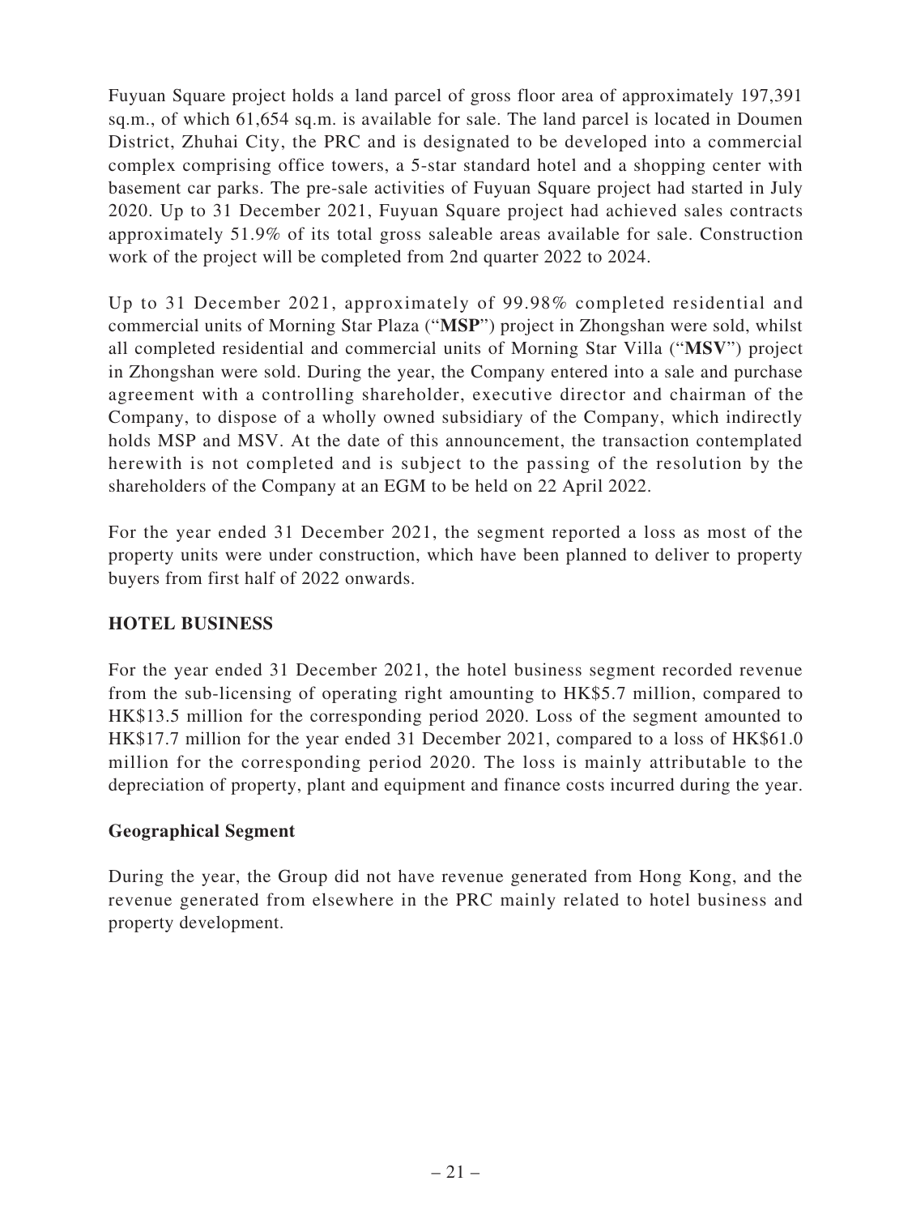Fuyuan Square project holds a land parcel of gross floor area of approximately 197,391 sq.m., of which 61,654 sq.m. is available for sale. The land parcel is located in Doumen District, Zhuhai City, the PRC and is designated to be developed into a commercial complex comprising office towers, a 5-star standard hotel and a shopping center with basement car parks. The pre-sale activities of Fuyuan Square project had started in July 2020. Up to 31 December 2021, Fuyuan Square project had achieved sales contracts approximately 51.9% of its total gross saleable areas available for sale. Construction work of the project will be completed from 2nd quarter 2022 to 2024.

Up to 31 December 2021, approximately of 99.98% completed residential and commercial units of Morning Star Plaza ("**MSP**") project in Zhongshan were sold, whilst all completed residential and commercial units of Morning Star Villa ("**MSV**") project in Zhongshan were sold. During the year, the Company entered into a sale and purchase agreement with a controlling shareholder, executive director and chairman of the Company, to dispose of a wholly owned subsidiary of the Company, which indirectly holds MSP and MSV. At the date of this announcement, the transaction contemplated herewith is not completed and is subject to the passing of the resolution by the shareholders of the Company at an EGM to be held on 22 April 2022.

For the year ended 31 December 2021, the segment reported a loss as most of the property units were under construction, which have been planned to deliver to property buyers from first half of 2022 onwards.

## HOTEL BUSINESS

For the year ended 31 December 2021, the hotel business segment recorded revenue from the sub-licensing of operating right amounting to HK$5.7 million, compared to HK$13.5 million for the corresponding period 2020. Loss of the segment amounted to HK$17.7 million for the year ended 31 December 2021, compared to a loss of HK$61.0 million for the corresponding period 2020. The loss is mainly attributable to the depreciation of property, plant and equipment and finance costs incurred during the year.

### Geographical Segment

During the year, the Group did not have revenue generated from Hong Kong, and the revenue generated from elsewhere in the PRC mainly related to hotel business and property development.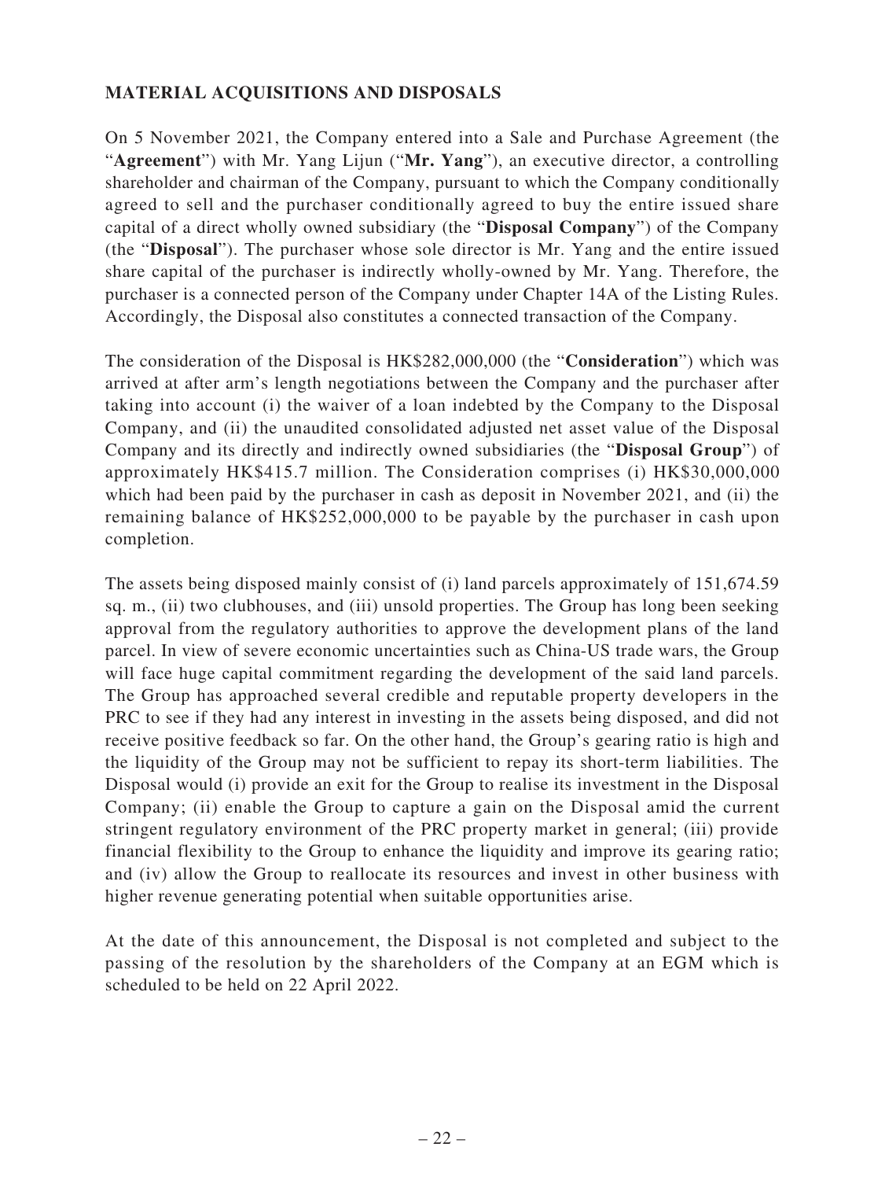## MATERIAL ACQUISITIONS AND DISPOSALS

On 5 November 2021, the Company entered into a Sale and Purchase Agreement (the "**Agreement**") with Mr. Yang Lijun ("**Mr. Yang**"), an executive director, a controlling shareholder and chairman of the Company, pursuant to which the Company conditionally agreed to sell and the purchaser conditionally agreed to buy the entire issued share capital of a direct wholly owned subsidiary (the "**Disposal Company**") of the Company (the "**Disposal**"). The purchaser whose sole director is Mr. Yang and the entire issued share capital of the purchaser is indirectly wholly-owned by Mr. Yang. Therefore, the purchaser is a connected person of the Company under Chapter 14A of the Listing Rules. Accordingly, the Disposal also constitutes a connected transaction of the Company.

The consideration of the Disposal is HK$282,000,000 (the "**Consideration**") which was arrived at after arm's length negotiations between the Company and the purchaser after taking into account (i) the waiver of a loan indebted by the Company to the Disposal Company, and (ii) the unaudited consolidated adjusted net asset value of the Disposal Company and its directly and indirectly owned subsidiaries (the "**Disposal Group**") of approximately HK$415.7 million. The Consideration comprises (i) HK$30,000,000 which had been paid by the purchaser in cash as deposit in November 2021, and (ii) the remaining balance of HK$252,000,000 to be payable by the purchaser in cash upon completion.

The assets being disposed mainly consist of (i) land parcels approximately of 151,674.59 sq. m., (ii) two clubhouses, and (iii) unsold properties. The Group has long been seeking approval from the regulatory authorities to approve the development plans of the land parcel. In view of severe economic uncertainties such as China-US trade wars, the Group will face huge capital commitment regarding the development of the said land parcels. The Group has approached several credible and reputable property developers in the PRC to see if they had any interest in investing in the assets being disposed, and did not receive positive feedback so far. On the other hand, the Group's gearing ratio is high and the liquidity of the Group may not be sufficient to repay its short-term liabilities. The Disposal would (i) provide an exit for the Group to realise its investment in the Disposal Company; (ii) enable the Group to capture a gain on the Disposal amid the current stringent regulatory environment of the PRC property market in general; (iii) provide financial flexibility to the Group to enhance the liquidity and improve its gearing ratio; and (iv) allow the Group to reallocate its resources and invest in other business with higher revenue generating potential when suitable opportunities arise.

At the date of this announcement, the Disposal is not completed and subject to the passing of the resolution by the shareholders of the Company at an EGM which is scheduled to be held on 22 April 2022.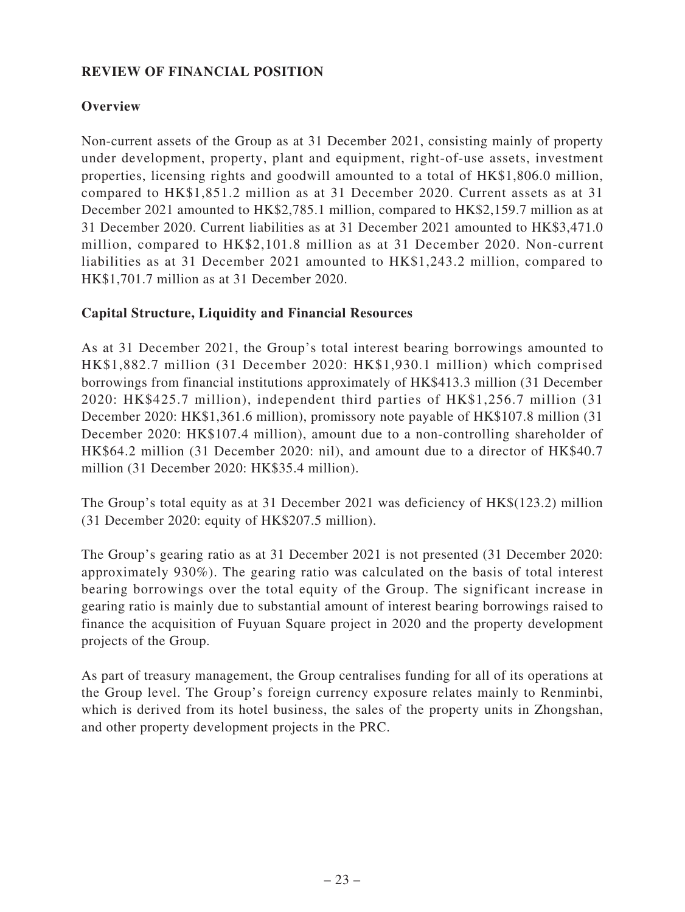## REVIEW OF FINANCIAL POSITION

### Overview

Non-current assets of the Group as at 31 December 2021, consisting mainly of property under development, property, plant and equipment, right-of-use assets, investment properties, licensing rights and goodwill amounted to a total of HK$1,806.0 million, compared to HK$1,851.2 million as at 31 December 2020. Current assets as at 31 December 2021 amounted to HK$2,785.1 million, compared to HK$2,159.7 million as at 31 December 2020. Current liabilities as at 31 December 2021 amounted to HK$3,471.0 million, compared to HK$2,101.8 million as at 31 December 2020. Non-current liabilities as at 31 December 2021 amounted to HK$1,243.2 million, compared to HK$1,701.7 million as at 31 December 2020.

### Capital Structure, Liquidity and Financial Resources

As at 31 December 2021, the Group's total interest bearing borrowings amounted to HK$1,882.7 million (31 December 2020: HK$1,930.1 million) which comprised borrowings from financial institutions approximately of HK$413.3 million (31 December 2020: HK$425.7 million), independent third parties of HK$1,256.7 million (31 December 2020: HK$1,361.6 million), promissory note payable of HK$107.8 million (31 December 2020: HK$107.4 million), amount due to a non-controlling shareholder of HK$64.2 million (31 December 2020: nil), and amount due to a director of HK$40.7 million (31 December 2020: HK$35.4 million).

The Group's total equity as at 31 December 2021 was deficiency of HK$(123.2) million (31 December 2020: equity of HK$207.5 million).

The Group's gearing ratio as at 31 December 2021 is not presented (31 December 2020: approximately 930%). The gearing ratio was calculated on the basis of total interest bearing borrowings over the total equity of the Group. The significant increase in gearing ratio is mainly due to substantial amount of interest bearing borrowings raised to finance the acquisition of Fuyuan Square project in 2020 and the property development projects of the Group.

As part of treasury management, the Group centralises funding for all of its operations at the Group level. The Group's foreign currency exposure relates mainly to Renminbi, which is derived from its hotel business, the sales of the property units in Zhongshan, and other property development projects in the PRC.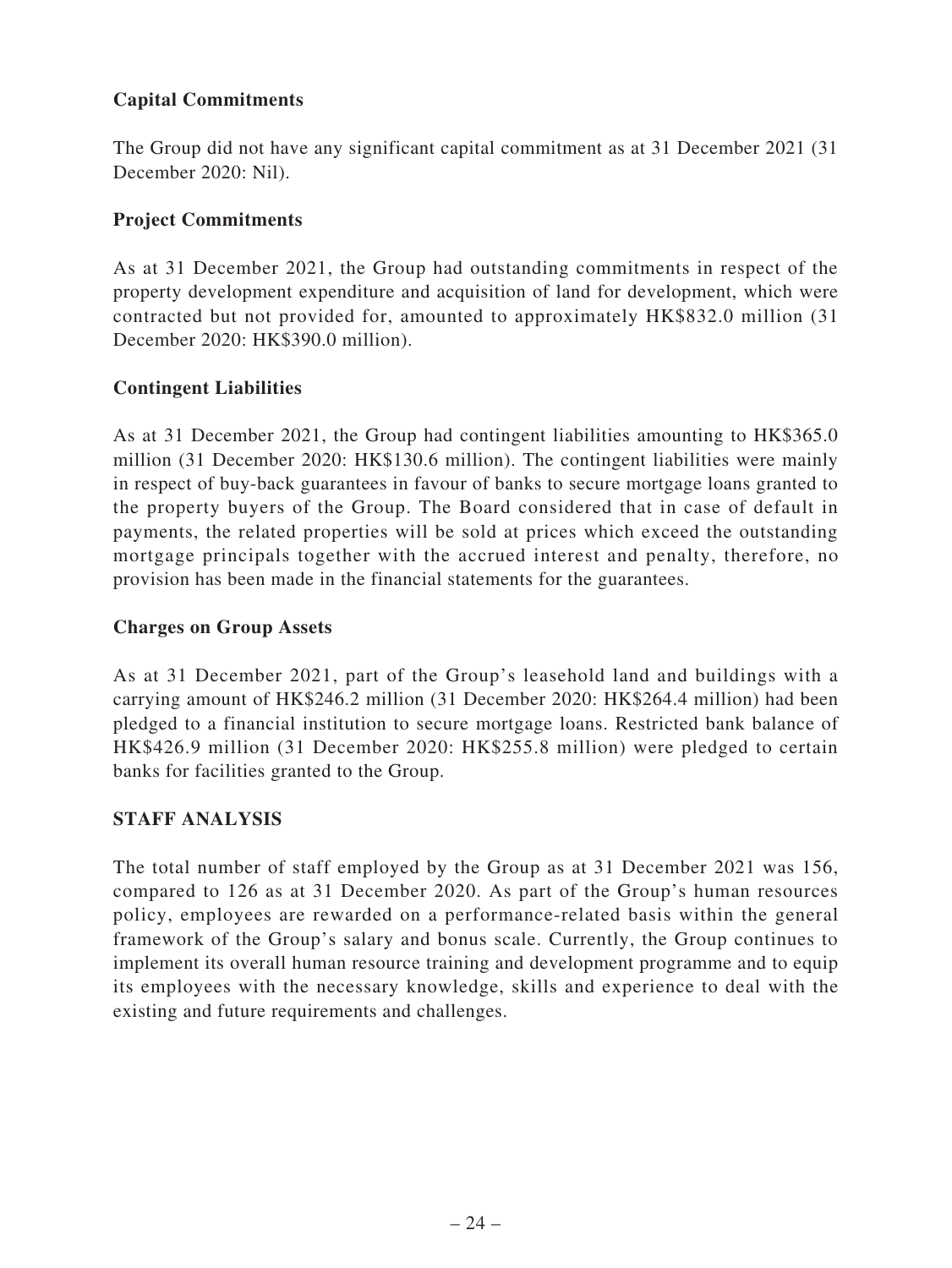### Capital Commitments

The Group did not have any significant capital commitment as at 31 December 2021 (31 December 2020: Nil).

### Project Commitments

As at 31 December 2021, the Group had outstanding commitments in respect of the property development expenditure and acquisition of land for development, which were contracted but not provided for, amounted to approximately HK$832.0 million (31 December 2020: HK$390.0 million).

### Contingent Liabilities

As at 31 December 2021, the Group had contingent liabilities amounting to HK$365.0 million (31 December 2020: HK$130.6 million). The contingent liabilities were mainly in respect of buy-back guarantees in favour of banks to secure mortgage loans granted to the property buyers of the Group. The Board considered that in case of default in payments, the related properties will be sold at prices which exceed the outstanding mortgage principals together with the accrued interest and penalty, therefore, no provision has been made in the financial statements for the guarantees.

### Charges on Group Assets

As at 31 December 2021, part of the Group's leasehold land and buildings with a carrying amount of HK$246.2 million (31 December 2020: HK$264.4 million) had been pledged to a financial institution to secure mortgage loans. Restricted bank balance of HK$426.9 million (31 December 2020: HK$255.8 million) were pledged to certain banks for facilities granted to the Group.

## STAFF ANALYSIS

The total number of staff employed by the Group as at 31 December 2021 was 156, compared to 126 as at 31 December 2020. As part of the Group's human resources policy, employees are rewarded on a performance-related basis within the general framework of the Group's salary and bonus scale. Currently, the Group continues to implement its overall human resource training and development programme and to equip its employees with the necessary knowledge, skills and experience to deal with the existing and future requirements and challenges.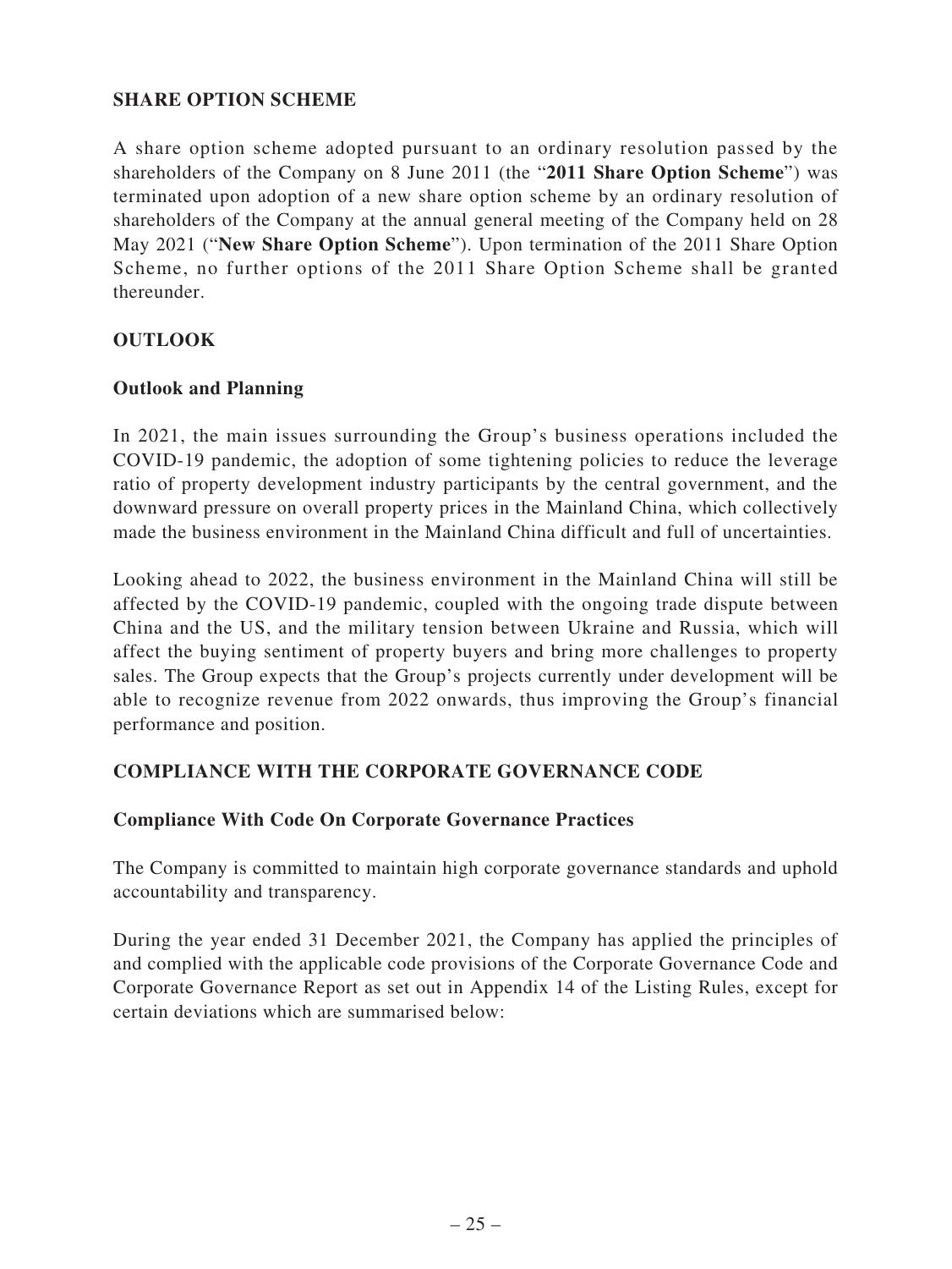## SHARE OPTION SCHEME

A share option scheme adopted pursuant to an ordinary resolution passed by the shareholders of the Company on 8 June 2011 (the "**2011 Share Option Scheme**") was terminated upon adoption of a new share option scheme by an ordinary resolution of shareholders of the Company at the annual general meeting of the Company held on 28 May 2021 ("**New Share Option Scheme**"). Upon termination of the 2011 Share Option Scheme, no further options of the 2011 Share Option Scheme shall be granted thereunder.

## OUTLOOK

### Outlook and Planning

In 2021, the main issues surrounding the Group's business operations included the COVID-19 pandemic, the adoption of some tightening policies to reduce the leverage ratio of property development industry participants by the central government, and the downward pressure on overall property prices in the Mainland China, which collectively made the business environment in the Mainland China difficult and full of uncertainties.

Looking ahead to 2022, the business environment in the Mainland China will still be affected by the COVID-19 pandemic, coupled with the ongoing trade dispute between China and the US, and the military tension between Ukraine and Russia, which will affect the buying sentiment of property buyers and bring more challenges to property sales. The Group expects that the Group's projects currently under development will be able to recognize revenue from 2022 onwards, thus improving the Group's financial performance and position.

## COMPLIANCE WITH THE CORPORATE GOVERNANCE CODE

### Compliance With Code On Corporate Governance Practices

The Company is committed to maintain high corporate governance standards and uphold accountability and transparency.

During the year ended 31 December 2021, the Company has applied the principles of and complied with the applicable code provisions of the Corporate Governance Code and Corporate Governance Report as set out in Appendix 14 of the Listing Rules, except for certain deviations which are summarised below: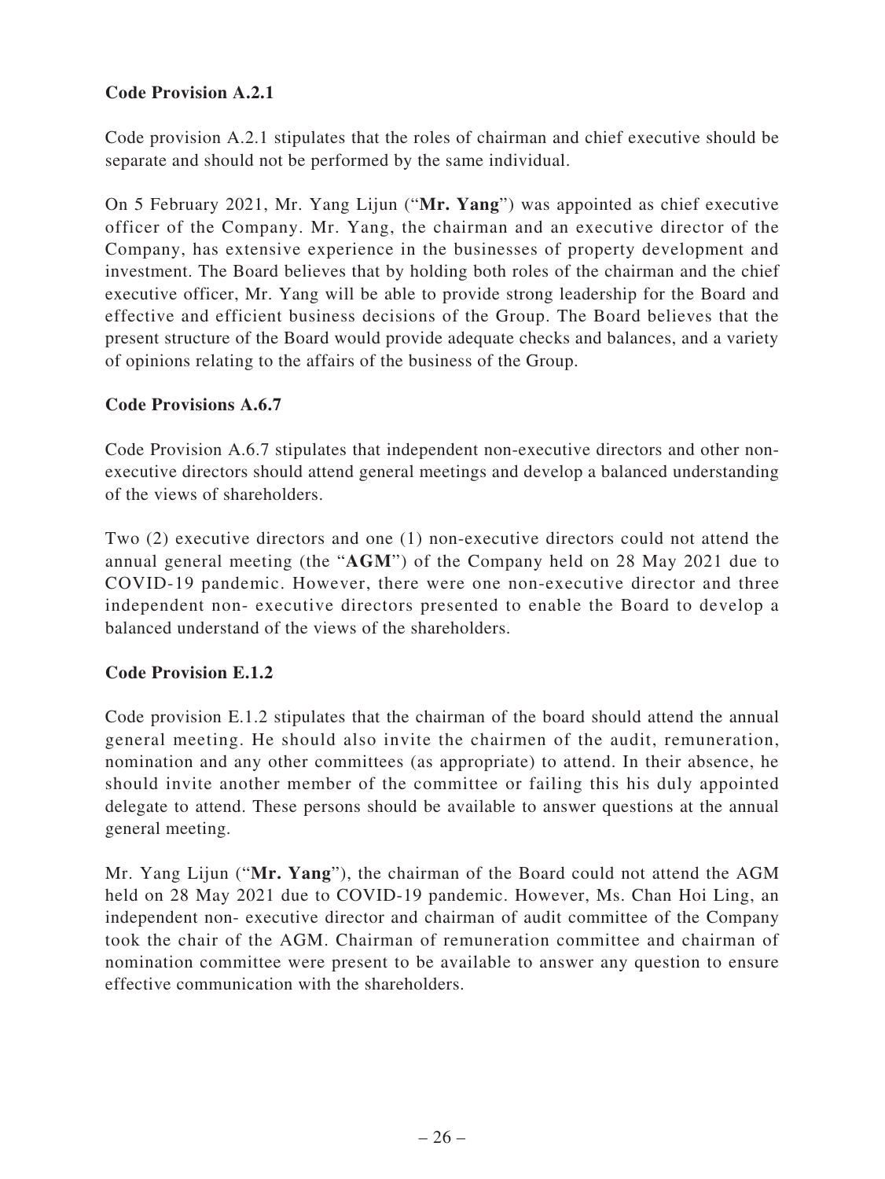**Code Provision A.2.1**

Code provision A.2.1 stipulates that the roles of chairman and chief executive should be separate and should not be performed by the same individual.

On 5 February 2021, Mr. Yang Lijun ("**Mr. Yang**") was appointed as chief executive officer of the Company. Mr. Yang, the chairman and an executive director of the Company, has extensive experience in the businesses of property development and investment. The Board believes that by holding both roles of the chairman and the chief executive officer, Mr. Yang will be able to provide strong leadership for the Board and effective and efficient business decisions of the Group. The Board believes that the present structure of the Board would provide adequate checks and balances, and a variety of opinions relating to the affairs of the business of the Group.

**Code Provisions A.6.7**

Code Provision A.6.7 stipulates that independent non-executive directors and other non-executive directors should attend general meetings and develop a balanced understanding of the views of shareholders.

Two (2) executive directors and one (1) non-executive directors could not attend the annual general meeting (the "**AGM**") of the Company held on 28 May 2021 due to COVID-19 pandemic. However, there were one non-executive director and three independent non- executive directors presented to enable the Board to develop a balanced understand of the views of the shareholders.

**Code Provision E.1.2**

Code provision E.1.2 stipulates that the chairman of the board should attend the annual general meeting. He should also invite the chairmen of the audit, remuneration, nomination and any other committees (as appropriate) to attend. In their absence, he should invite another member of the committee or failing this his duly appointed delegate to attend. These persons should be available to answer questions at the annual general meeting.

Mr. Yang Lijun ("**Mr. Yang**"), the chairman of the Board could not attend the AGM held on 28 May 2021 due to COVID-19 pandemic. However, Ms. Chan Hoi Ling, an independent non- executive director and chairman of audit committee of the Company took the chair of the AGM. Chairman of remuneration committee and chairman of nomination committee were present to be available to answer any question to ensure effective communication with the shareholders.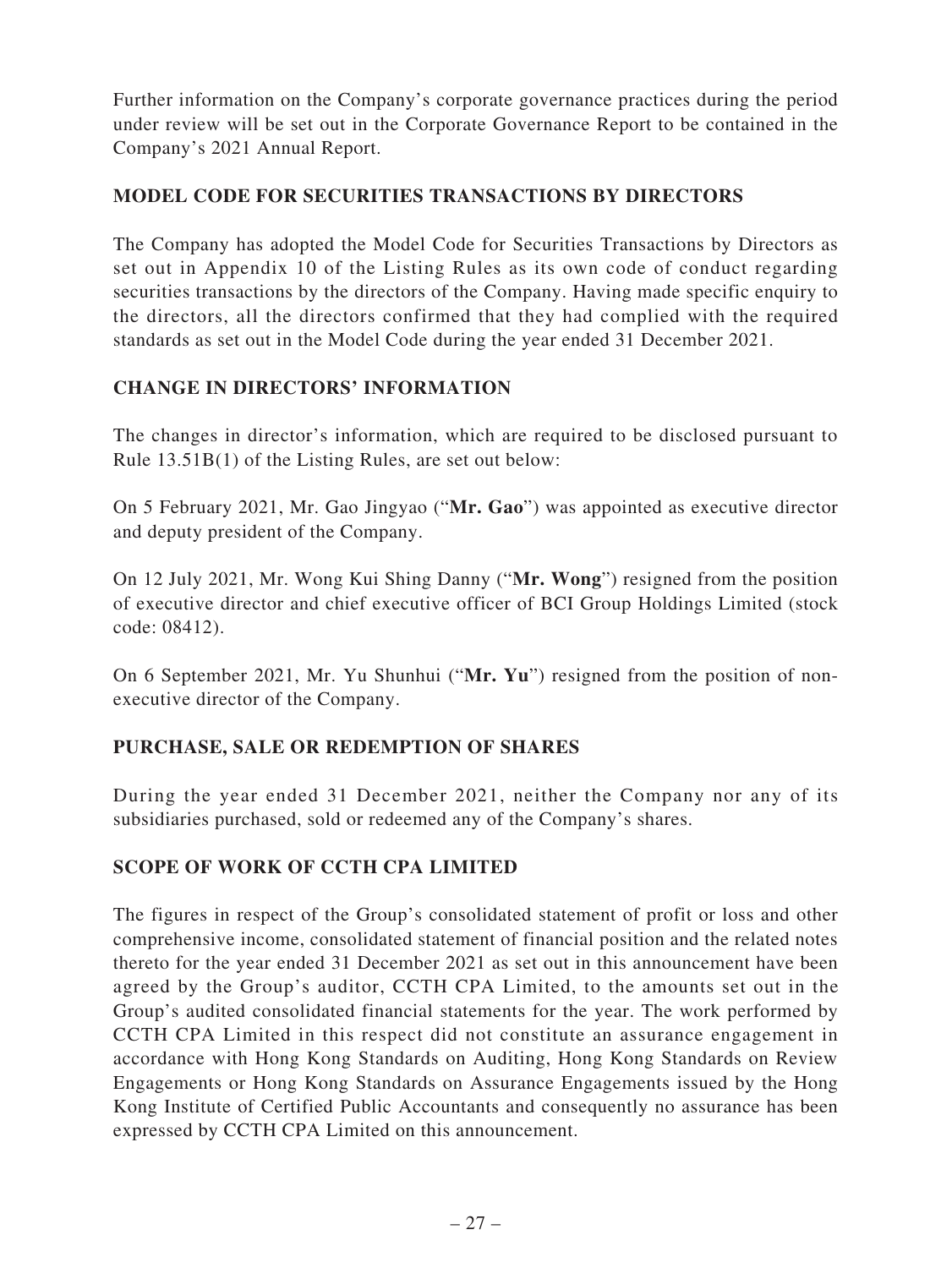Further information on the Company's corporate governance practices during the period under review will be set out in the Corporate Governance Report to be contained in the Company's 2021 Annual Report.

## MODEL CODE FOR SECURITIES TRANSACTIONS BY DIRECTORS

The Company has adopted the Model Code for Securities Transactions by Directors as set out in Appendix 10 of the Listing Rules as its own code of conduct regarding securities transactions by the directors of the Company. Having made specific enquiry to the directors, all the directors confirmed that they had complied with the required standards as set out in the Model Code during the year ended 31 December 2021.

## CHANGE IN DIRECTORS' INFORMATION

The changes in director's information, which are required to be disclosed pursuant to Rule 13.51B(1) of the Listing Rules, are set out below:

On 5 February 2021, Mr. Gao Jingyao ("**Mr. Gao**") was appointed as executive director and deputy president of the Company.

On 12 July 2021, Mr. Wong Kui Shing Danny ("**Mr. Wong**") resigned from the position of executive director and chief executive officer of BCI Group Holdings Limited (stock code: 08412).

On 6 September 2021, Mr. Yu Shunhui ("**Mr. Yu**") resigned from the position of non-executive director of the Company.

## PURCHASE, SALE OR REDEMPTION OF SHARES

During the year ended 31 December 2021, neither the Company nor any of its subsidiaries purchased, sold or redeemed any of the Company's shares.

## SCOPE OF WORK OF CCTH CPA LIMITED

The figures in respect of the Group's consolidated statement of profit or loss and other comprehensive income, consolidated statement of financial position and the related notes thereto for the year ended 31 December 2021 as set out in this announcement have been agreed by the Group's auditor, CCTH CPA Limited, to the amounts set out in the Group's audited consolidated financial statements for the year. The work performed by CCTH CPA Limited in this respect did not constitute an assurance engagement in accordance with Hong Kong Standards on Auditing, Hong Kong Standards on Review Engagements or Hong Kong Standards on Assurance Engagements issued by the Hong Kong Institute of Certified Public Accountants and consequently no assurance has been expressed by CCTH CPA Limited on this announcement.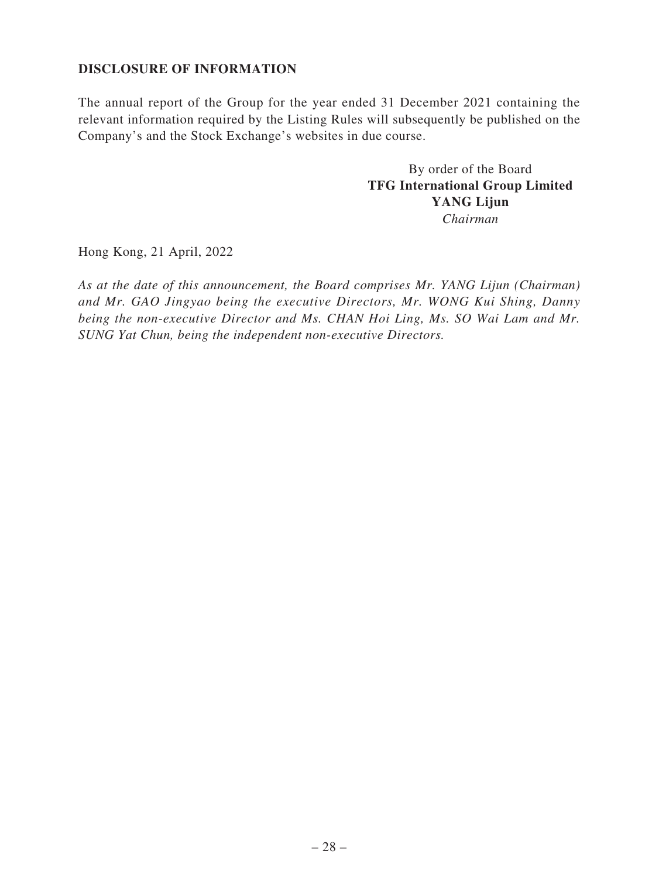## DISCLOSURE OF INFORMATION

The annual report of the Group for the year ended 31 December 2021 containing the relevant information required by the Listing Rules will subsequently be published on the Company's and the Stock Exchange's websites in due course.

By order of the Board
**TFG International Group Limited**
**YANG Lijun**
*Chairman*

Hong Kong, 21 April, 2022

*As at the date of this announcement, the Board comprises Mr. YANG Lijun (Chairman) and Mr. GAO Jingyao being the executive Directors, Mr. WONG Kui Shing, Danny being the non-executive Director and Ms. CHAN Hoi Ling, Ms. SO Wai Lam and Mr. SUNG Yat Chun, being the independent non-executive Directors.*